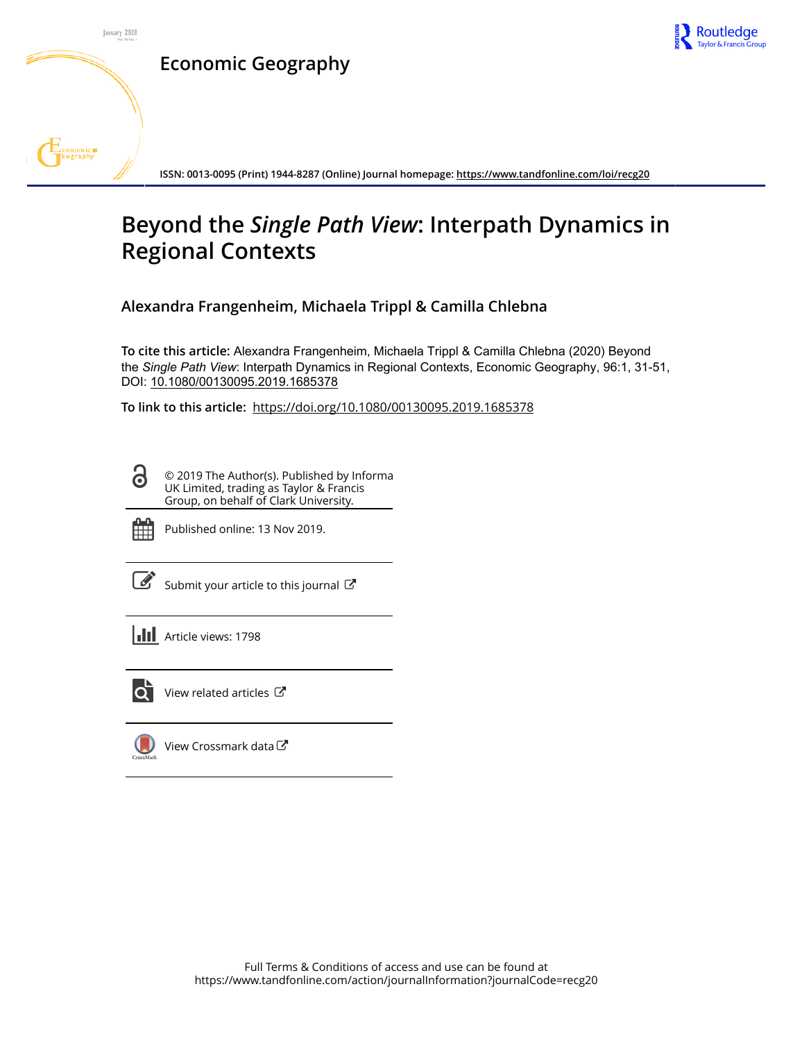# Economic Geography

ISSN: 0013-0095 (Print) 1944-8287 (Online) Journal homepage: https://www.tandfonline.com/loi/recg20

# Beyond the *Single Path View*: Interpath Dynamics in Regional Contexts

**Alexandra Frangenheim, Michaela Trippl & Camilla Chlebna**

**To cite this article:** Alexandra Frangenheim, Michaela Trippl & Camilla Chlebna (2020) Beyond the *Single Path View*: Interpath Dynamics in Regional Contexts, Economic Geography, 96:1, 31-51, DOI: 10.1080/00130095.2019.1685378

**To link to this article:** https://doi.org/10.1080/00130095.2019.1685378

© 2019 The Author(s). Published by Informa UK Limited, trading as Taylor & Francis Group, on behalf of Clark University.

Published online: 13 Nov 2019.

Submit your article to this journal

Article views: 1798

View related articles

View Crossmark data

Full Terms & Conditions of access and use can be found at https://www.tandfonline.com/action/journalInformation?journalCode=recg20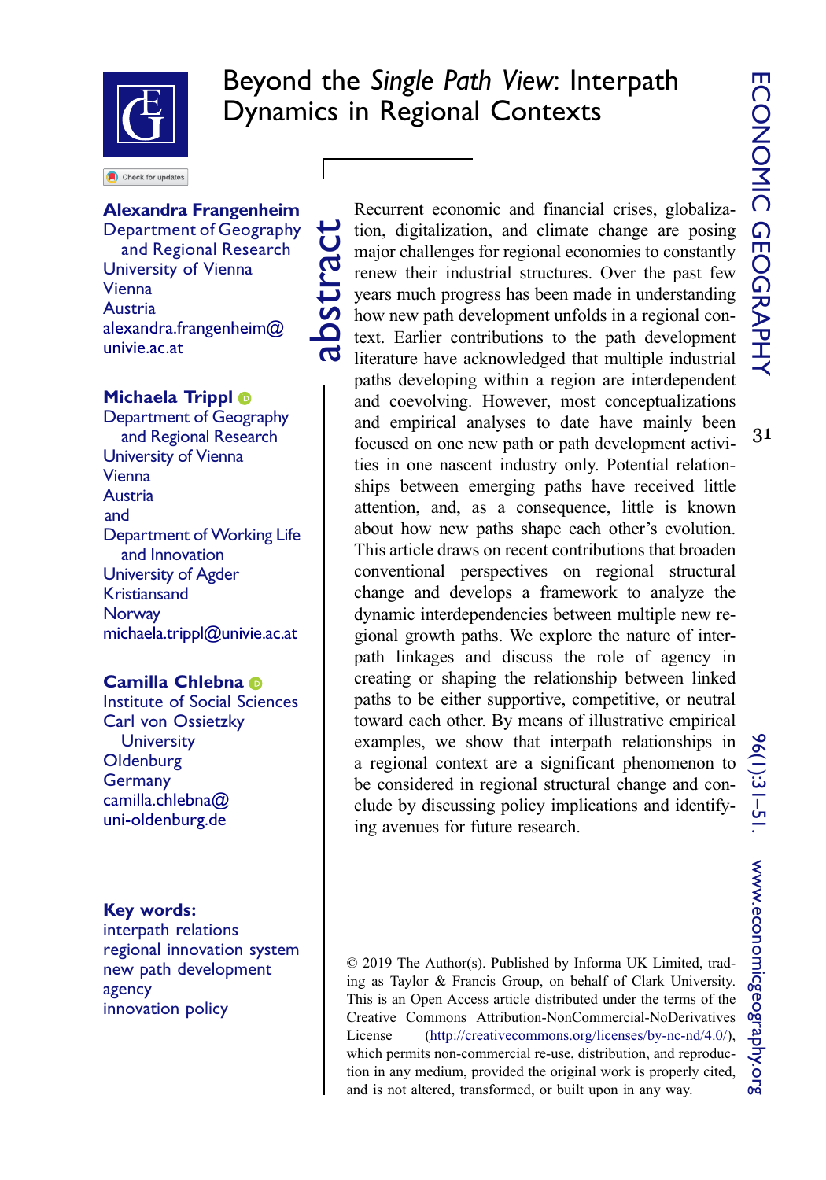# Beyond the *Single Path View*: Interpath Dynamics in Regional Contexts

**Alexandra Frangenheim**
Department of Geography and Regional Research
University of Vienna
Vienna
Austria
alexandra.frangenheim@univie.ac.at

**Michaela Trippl**
Department of Geography and Regional Research
University of Vienna
Vienna
Austria
and
Department of Working Life and Innovation
University of Agder
Kristiansand
Norway
michaela.trippl@univie.ac.at

**Camilla Chlebna**
Institute of Social Sciences
Carl von Ossietzky University
Oldenburg
Germany
camilla.chlebna@uni-oldenburg.de

**Key words:**
interpath relations
regional innovation system
new path development
agency
innovation policy

## abstract

Recurrent economic and financial crises, globalization, digitalization, and climate change are posing major challenges for regional economies to constantly renew their industrial structures. Over the past few years much progress has been made in understanding how new path development unfolds in a regional context. Earlier contributions to the path development literature have acknowledged that multiple industrial paths developing within a region are interdependent and coevolving. However, most conceptualizations and empirical analyses to date have mainly been focused on one new path or path development activities in one nascent industry only. Potential relationships between emerging paths have received little attention, and, as a consequence, little is known about how new paths shape each other's evolution. This article draws on recent contributions that broaden conventional perspectives on regional structural change and develops a framework to analyze the dynamic interdependencies between multiple new regional growth paths. We explore the nature of interpath linkages and discuss the role of agency in creating or shaping the relationship between linked paths to be either supportive, competitive, or neutral toward each other. By means of illustrative empirical examples, we show that interpath relationships in a regional context are a significant phenomenon to be considered in regional structural change and conclude by discussing policy implications and identifying avenues for future research.

© 2019 The Author(s). Published by Informa UK Limited, trading as Taylor & Francis Group, on behalf of Clark University. This is an Open Access article distributed under the terms of the Creative Commons Attribution-NonCommercial-NoDerivatives License (http://creativecommons.org/licenses/by-nc-nd/4.0/), which permits non-commercial re-use, distribution, and reproduction in any medium, provided the original work is properly cited, and is not altered, transformed, or built upon in any way.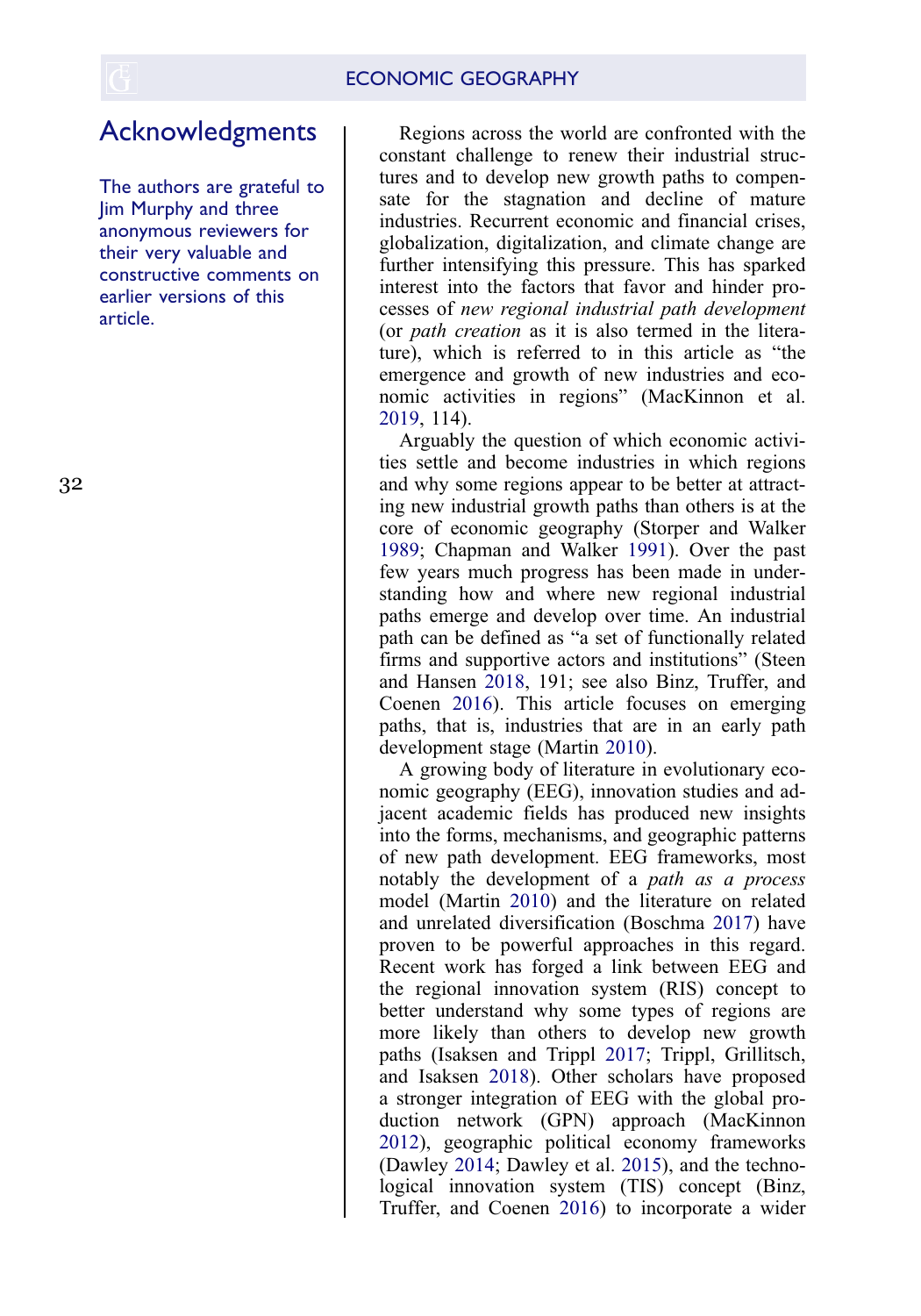## Acknowledgments

The authors are grateful to Jim Murphy and three anonymous reviewers for their very valuable and constructive comments on earlier versions of this article.

Regions across the world are confronted with the constant challenge to renew their industrial structures and to develop new growth paths to compensate for the stagnation and decline of mature industries. Recurrent economic and financial crises, globalization, digitalization, and climate change are further intensifying this pressure. This has sparked interest into the factors that favor and hinder processes of *new regional industrial path development* (or *path creation* as it is also termed in the literature), which is referred to in this article as "the emergence and growth of new industries and economic activities in regions" (MacKinnon et al. 2019, 114).

Arguably the question of which economic activities settle and become industries in which regions and why some regions appear to be better at attracting new industrial growth paths than others is at the core of economic geography (Storper and Walker 1989; Chapman and Walker 1991). Over the past few years much progress has been made in understanding how and where new regional industrial paths emerge and develop over time. An industrial path can be defined as "a set of functionally related firms and supportive actors and institutions" (Steen and Hansen 2018, 191; see also Binz, Truffer, and Coenen 2016). This article focuses on emerging paths, that is, industries that are in an early path development stage (Martin 2010).

A growing body of literature in evolutionary economic geography (EEG), innovation studies and adjacent academic fields has produced new insights into the forms, mechanisms, and geographic patterns of new path development. EEG frameworks, most notably the development of a *path as a process* model (Martin 2010) and the literature on related and unrelated diversification (Boschma 2017) have proven to be powerful approaches in this regard. Recent work has forged a link between EEG and the regional innovation system (RIS) concept to better understand why some types of regions are more likely than others to develop new growth paths (Isaksen and Trippl 2017; Trippl, Grillitsch, and Isaksen 2018). Other scholars have proposed a stronger integration of EEG with the global production network (GPN) approach (MacKinnon 2012), geographic political economy frameworks (Dawley 2014; Dawley et al. 2015), and the technological innovation system (TIS) concept (Binz, Truffer, and Coenen 2016) to incorporate a wider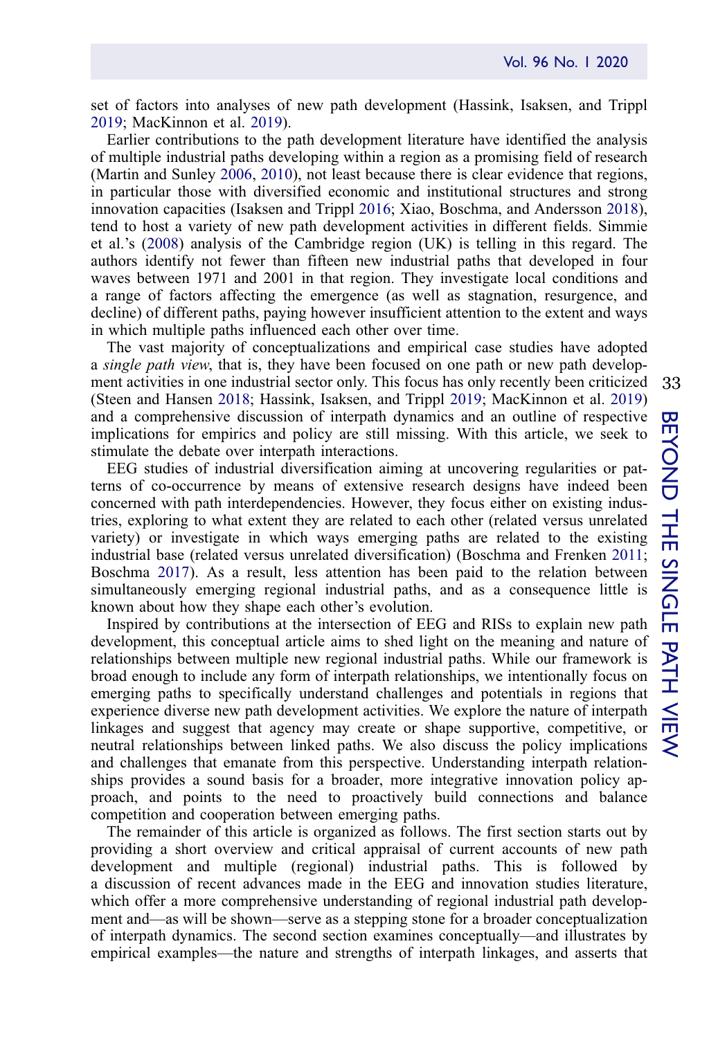set of factors into analyses of new path development (Hassink, Isaksen, and Trippl 2019; MacKinnon et al. 2019).

Earlier contributions to the path development literature have identified the analysis of multiple industrial paths developing within a region as a promising field of research (Martin and Sunley 2006, 2010), not least because there is clear evidence that regions, in particular those with diversified economic and institutional structures and strong innovation capacities (Isaksen and Trippl 2016; Xiao, Boschma, and Andersson 2018), tend to host a variety of new path development activities in different fields. Simmie et al.'s (2008) analysis of the Cambridge region (UK) is telling in this regard. The authors identify not fewer than fifteen new industrial paths that developed in four waves between 1971 and 2001 in that region. They investigate local conditions and a range of factors affecting the emergence (as well as stagnation, resurgence, and decline) of different paths, paying however insufficient attention to the extent and ways in which multiple paths influenced each other over time.

The vast majority of conceptualizations and empirical case studies have adopted a *single path view*, that is, they have been focused on one path or new path development activities in one industrial sector only. This focus has only recently been criticized (Steen and Hansen 2018; Hassink, Isaksen, and Trippl 2019; MacKinnon et al. 2019) and a comprehensive discussion of interpath dynamics and an outline of respective implications for empirics and policy are still missing. With this article, we seek to stimulate the debate over interpath interactions.

EEG studies of industrial diversification aiming at uncovering regularities or patterns of co-occurrence by means of extensive research designs have indeed been concerned with path interdependencies. However, they focus either on existing industries, exploring to what extent they are related to each other (related versus unrelated variety) or investigate in which ways emerging paths are related to the existing industrial base (related versus unrelated diversification) (Boschma and Frenken 2011; Boschma 2017). As a result, less attention has been paid to the relation between simultaneously emerging regional industrial paths, and as a consequence little is known about how they shape each other's evolution.

Inspired by contributions at the intersection of EEG and RISs to explain new path development, this conceptual article aims to shed light on the meaning and nature of relationships between multiple new regional industrial paths. While our framework is broad enough to include any form of interpath relationships, we intentionally focus on emerging paths to specifically understand challenges and potentials in regions that experience diverse new path development activities. We explore the nature of interpath linkages and suggest that agency may create or shape supportive, competitive, or neutral relationships between linked paths. We also discuss the policy implications and challenges that emanate from this perspective. Understanding interpath relationships provides a sound basis for a broader, more integrative innovation policy approach, and points to the need to proactively build connections and balance competition and cooperation between emerging paths.

The remainder of this article is organized as follows. The first section starts out by providing a short overview and critical appraisal of current accounts of new path development and multiple (regional) industrial paths. This is followed by a discussion of recent advances made in the EEG and innovation studies literature, which offer a more comprehensive understanding of regional industrial path development and—as will be shown—serve as a stepping stone for a broader conceptualization of interpath dynamics. The second section examines conceptually—and illustrates by empirical examples—the nature and strengths of interpath linkages, and asserts that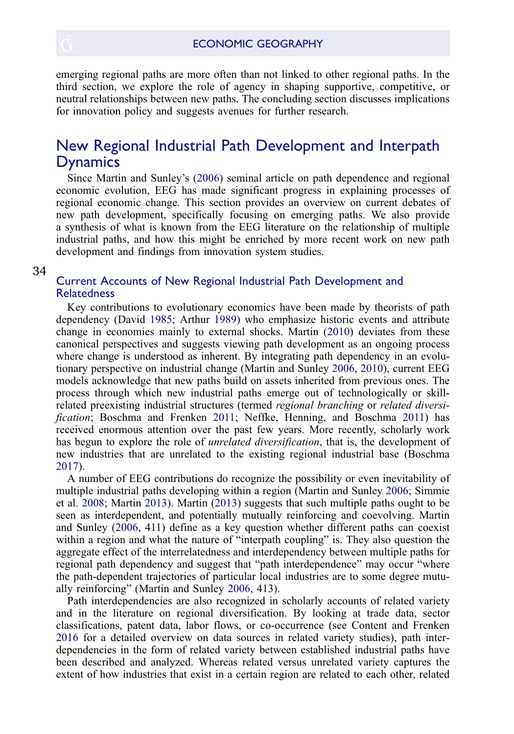emerging regional paths are more often than not linked to other regional paths. In the third section, we explore the role of agency in shaping supportive, competitive, or neutral relationships between new paths. The concluding section discusses implications for innovation policy and suggests avenues for further research.

## New Regional Industrial Path Development and Interpath Dynamics

Since Martin and Sunley's (2006) seminal article on path dependence and regional economic evolution, EEG has made significant progress in explaining processes of regional economic change. This section provides an overview on current debates of new path development, specifically focusing on emerging paths. We also provide a synthesis of what is known from the EEG literature on the relationship of multiple industrial paths, and how this might be enriched by more recent work on new path development and findings from innovation system studies.

### Current Accounts of New Regional Industrial Path Development and Relatedness

Key contributions to evolutionary economics have been made by theorists of path dependency (David 1985; Arthur 1989) who emphasize historic events and attribute change in economies mainly to external shocks. Martin (2010) deviates from these canonical perspectives and suggests viewing path development as an ongoing process where change is understood as inherent. By integrating path dependency in an evolutionary perspective on industrial change (Martin and Sunley 2006, 2010), current EEG models acknowledge that new paths build on assets inherited from previous ones. The process through which new industrial paths emerge out of technologically or skill-related preexisting industrial structures (termed *regional branching* or *related diversification*; Boschma and Frenken 2011; Neffke, Henning, and Boschma 2011) has received enormous attention over the past few years. More recently, scholarly work has begun to explore the role of *unrelated diversification*, that is, the development of new industries that are unrelated to the existing regional industrial base (Boschma 2017).

A number of EEG contributions do recognize the possibility or even inevitability of multiple industrial paths developing within a region (Martin and Sunley 2006; Simmie et al. 2008; Martin 2013). Martin (2013) suggests that such multiple paths ought to be seen as interdependent, and potentially mutually reinforcing and coevolving. Martin and Sunley (2006, 411) define as a key question whether different paths can coexist within a region and what the nature of "interpath coupling" is. They also question the aggregate effect of the interrelatedness and interdependency between multiple paths for regional path dependency and suggest that "path interdependence" may occur "where the path-dependent trajectories of particular local industries are to some degree mutually reinforcing" (Martin and Sunley 2006, 413).

Path interdependencies are also recognized in scholarly accounts of related variety and in the literature on regional diversification. By looking at trade data, sector classifications, patent data, labor flows, or co-occurrence (see Content and Frenken 2016 for a detailed overview on data sources in related variety studies), path interdependencies in the form of related variety between established industrial paths have been described and analyzed. Whereas related versus unrelated variety captures the extent of how industries that exist in a certain region are related to each other, related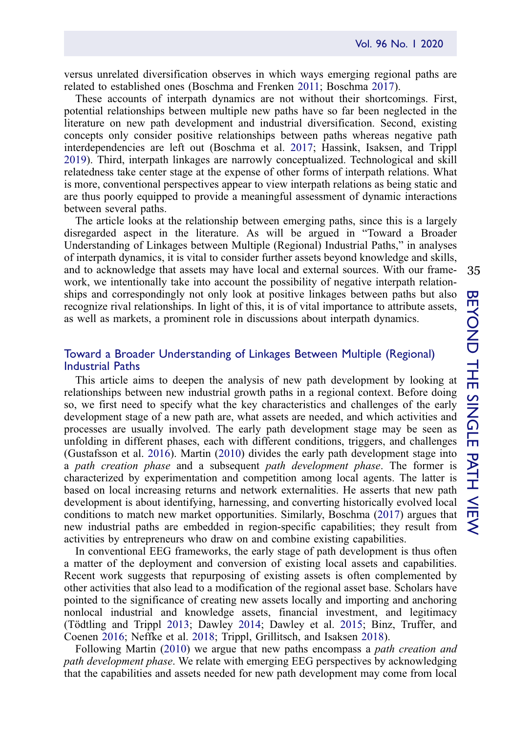versus unrelated diversification observes in which ways emerging regional paths are related to established ones (Boschma and Frenken 2011; Boschma 2017).

These accounts of interpath dynamics are not without their shortcomings. First, potential relationships between multiple new paths have so far been neglected in the literature on new path development and industrial diversification. Second, existing concepts only consider positive relationships between paths whereas negative path interdependencies are left out (Boschma et al. 2017; Hassink, Isaksen, and Trippl 2019). Third, interpath linkages are narrowly conceptualized. Technological and skill relatedness take center stage at the expense of other forms of interpath relations. What is more, conventional perspectives appear to view interpath relations as being static and are thus poorly equipped to provide a meaningful assessment of dynamic interactions between several paths.

The article looks at the relationship between emerging paths, since this is a largely disregarded aspect in the literature. As will be argued in "Toward a Broader Understanding of Linkages between Multiple (Regional) Industrial Paths," in analyses of interpath dynamics, it is vital to consider further assets beyond knowledge and skills, and to acknowledge that assets may have local and external sources. With our framework, we intentionally take into account the possibility of negative interpath relationships and correspondingly not only look at positive linkages between paths but also recognize rival relationships. In light of this, it is of vital importance to attribute assets, as well as markets, a prominent role in discussions about interpath dynamics.

## Toward a Broader Understanding of Linkages Between Multiple (Regional) Industrial Paths

This article aims to deepen the analysis of new path development by looking at relationships between new industrial growth paths in a regional context. Before doing so, we first need to specify what the key characteristics and challenges of the early development stage of a new path are, what assets are needed, and which activities and processes are usually involved. The early path development stage may be seen as unfolding in different phases, each with different conditions, triggers, and challenges (Gustafsson et al. 2016). Martin (2010) divides the early path development stage into a *path creation phase* and a subsequent *path development phase*. The former is characterized by experimentation and competition among local agents. The latter is based on local increasing returns and network externalities. He asserts that new path development is about identifying, harnessing, and converting historically evolved local conditions to match new market opportunities. Similarly, Boschma (2017) argues that new industrial paths are embedded in region-specific capabilities; they result from activities by entrepreneurs who draw on and combine existing capabilities.

In conventional EEG frameworks, the early stage of path development is thus often a matter of the deployment and conversion of existing local assets and capabilities. Recent work suggests that repurposing of existing assets is often complemented by other activities that also lead to a modification of the regional asset base. Scholars have pointed to the significance of creating new assets locally and importing and anchoring nonlocal industrial and knowledge assets, financial investment, and legitimacy (Tödtling and Trippl 2013; Dawley 2014; Dawley et al. 2015; Binz, Truffer, and Coenen 2016; Neffke et al. 2018; Trippl, Grillitsch, and Isaksen 2018).

Following Martin (2010) we argue that new paths encompass a *path creation and path development phase*. We relate with emerging EEG perspectives by acknowledging that the capabilities and assets needed for new path development may come from local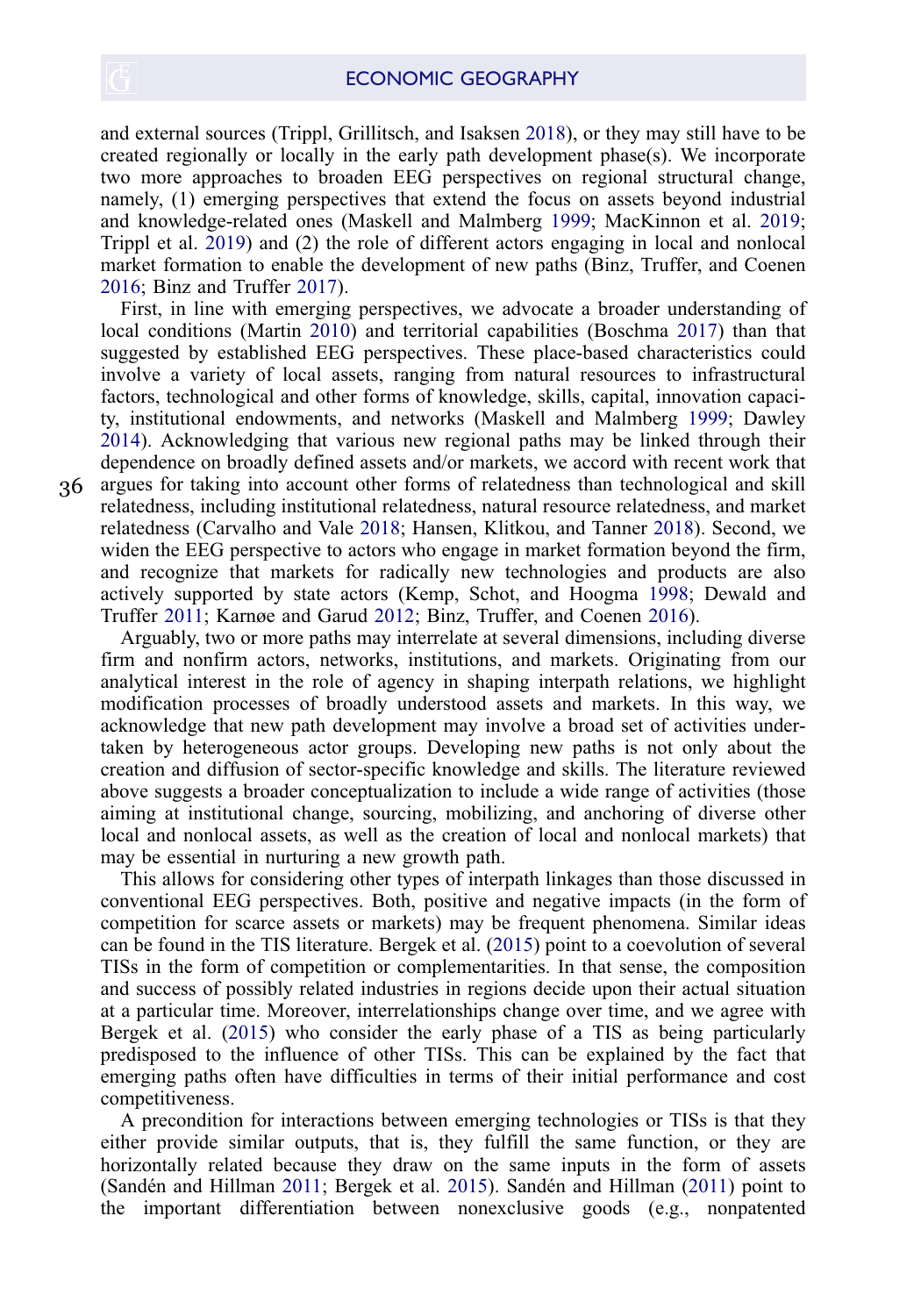and external sources (Trippl, Grillitsch, and Isaksen 2018), or they may still have to be created regionally or locally in the early path development phase(s). We incorporate two more approaches to broaden EEG perspectives on regional structural change, namely, (1) emerging perspectives that extend the focus on assets beyond industrial and knowledge-related ones (Maskell and Malmberg 1999; MacKinnon et al. 2019; Trippl et al. 2019) and (2) the role of different actors engaging in local and nonlocal market formation to enable the development of new paths (Binz, Truffer, and Coenen 2016; Binz and Truffer 2017).

First, in line with emerging perspectives, we advocate a broader understanding of local conditions (Martin 2010) and territorial capabilities (Boschma 2017) than that suggested by established EEG perspectives. These place-based characteristics could involve a variety of local assets, ranging from natural resources to infrastructural factors, technological and other forms of knowledge, skills, capital, innovation capacity, institutional endowments, and networks (Maskell and Malmberg 1999; Dawley 2014). Acknowledging that various new regional paths may be linked through their dependence on broadly defined assets and/or markets, we accord with recent work that argues for taking into account other forms of relatedness than technological and skill relatedness, including institutional relatedness, natural resource relatedness, and market relatedness (Carvalho and Vale 2018; Hansen, Klitkou, and Tanner 2018). Second, we widen the EEG perspective to actors who engage in market formation beyond the firm, and recognize that markets for radically new technologies and products are also actively supported by state actors (Kemp, Schot, and Hoogma 1998; Dewald and Truffer 2011; Karnøe and Garud 2012; Binz, Truffer, and Coenen 2016).

Arguably, two or more paths may interrelate at several dimensions, including diverse firm and nonfirm actors, networks, institutions, and markets. Originating from our analytical interest in the role of agency in shaping interpath relations, we highlight modification processes of broadly understood assets and markets. In this way, we acknowledge that new path development may involve a broad set of activities undertaken by heterogeneous actor groups. Developing new paths is not only about the creation and diffusion of sector-specific knowledge and skills. The literature reviewed above suggests a broader conceptualization to include a wide range of activities (those aiming at institutional change, sourcing, mobilizing, and anchoring of diverse other local and nonlocal assets, as well as the creation of local and nonlocal markets) that may be essential in nurturing a new growth path.

This allows for considering other types of interpath linkages than those discussed in conventional EEG perspectives. Both, positive and negative impacts (in the form of competition for scarce assets or markets) may be frequent phenomena. Similar ideas can be found in the TIS literature. Bergek et al. (2015) point to a coevolution of several TISs in the form of competition or complementarities. In that sense, the composition and success of possibly related industries in regions decide upon their actual situation at a particular time. Moreover, interrelationships change over time, and we agree with Bergek et al. (2015) who consider the early phase of a TIS as being particularly predisposed to the influence of other TISs. This can be explained by the fact that emerging paths often have difficulties in terms of their initial performance and cost competitiveness.

A precondition for interactions between emerging technologies or TISs is that they either provide similar outputs, that is, they fulfill the same function, or they are horizontally related because they draw on the same inputs in the form of assets (Sandén and Hillman 2011; Bergek et al. 2015). Sandén and Hillman (2011) point to the important differentiation between nonexclusive goods (e.g., nonpatented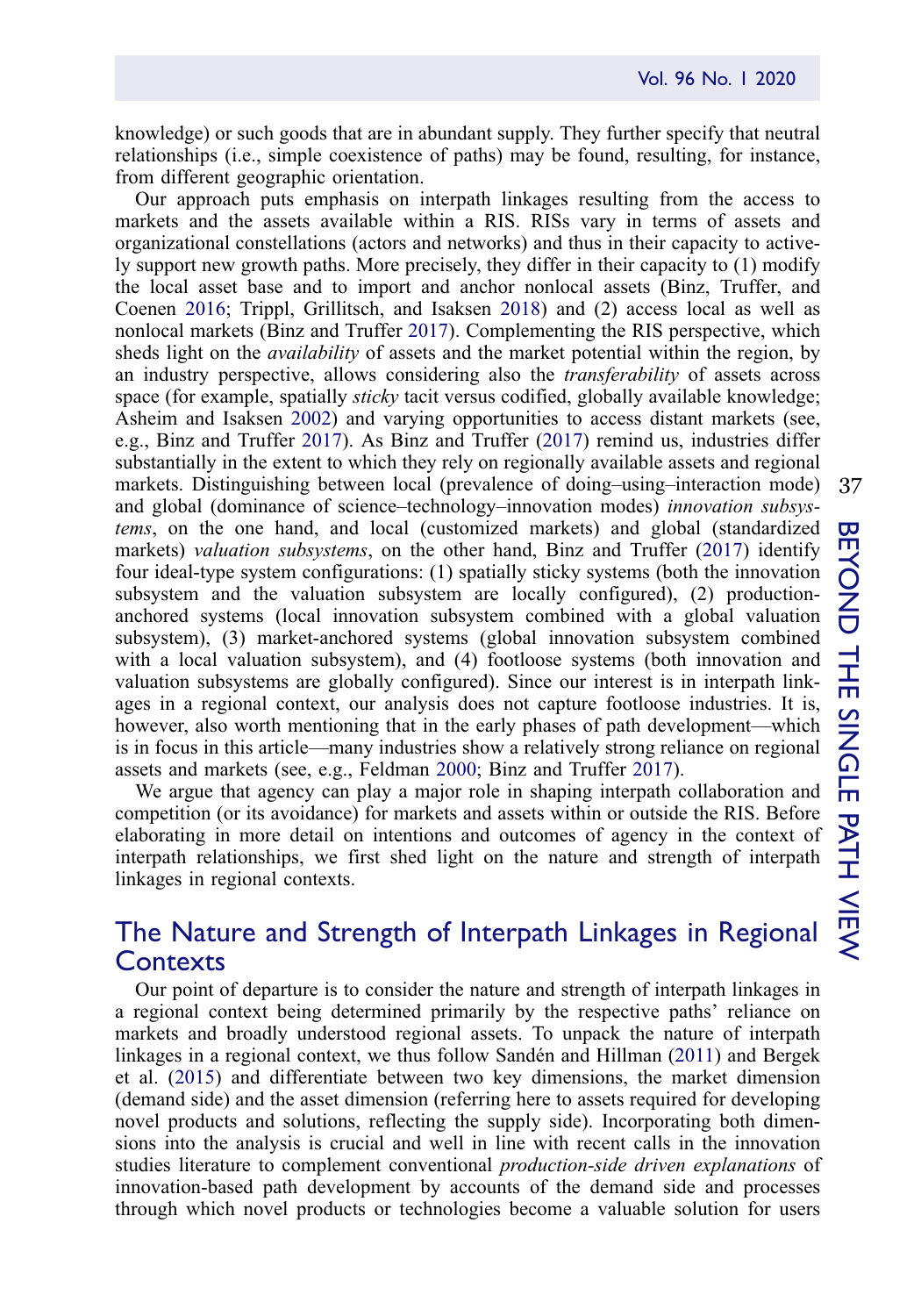knowledge) or such goods that are in abundant supply. They further specify that neutral relationships (i.e., simple coexistence of paths) may be found, resulting, for instance, from different geographic orientation.

Our approach puts emphasis on interpath linkages resulting from the access to markets and the assets available within a RIS. RISs vary in terms of assets and organizational constellations (actors and networks) and thus in their capacity to actively support new growth paths. More precisely, they differ in their capacity to (1) modify the local asset base and to import and anchor nonlocal assets (Binz, Truffer, and Coenen 2016; Trippl, Grillitsch, and Isaksen 2018) and (2) access local as well as nonlocal markets (Binz and Truffer 2017). Complementing the RIS perspective, which sheds light on the *availability* of assets and the market potential within the region, by an industry perspective, allows considering also the *transferability* of assets across space (for example, spatially *sticky* tacit versus codified, globally available knowledge; Asheim and Isaksen 2002) and varying opportunities to access distant markets (see, e.g., Binz and Truffer 2017). As Binz and Truffer (2017) remind us, industries differ substantially in the extent to which they rely on regionally available assets and regional markets. Distinguishing between local (prevalence of doing–using–interaction mode) and global (dominance of science–technology–innovation modes) *innovation subsystems*, on the one hand, and local (customized markets) and global (standardized markets) *valuation subsystems*, on the other hand, Binz and Truffer (2017) identify four ideal-type system configurations: (1) spatially sticky systems (both the innovation subsystem and the valuation subsystem are locally configured), (2) production-anchored systems (local innovation subsystem combined with a global valuation subsystem), (3) market-anchored systems (global innovation subsystem combined with a local valuation subsystem), and (4) footloose systems (both innovation and valuation subsystems are globally configured). Since our interest is in interpath linkages in a regional context, our analysis does not capture footloose industries. It is, however, also worth mentioning that in the early phases of path development—which is in focus in this article—many industries show a relatively strong reliance on regional assets and markets (see, e.g., Feldman 2000; Binz and Truffer 2017).

We argue that agency can play a major role in shaping interpath collaboration and competition (or its avoidance) for markets and assets within or outside the RIS. Before elaborating in more detail on intentions and outcomes of agency in the context of interpath relationships, we first shed light on the nature and strength of interpath linkages in regional contexts.

## The Nature and Strength of Interpath Linkages in Regional Contexts

Our point of departure is to consider the nature and strength of interpath linkages in a regional context being determined primarily by the respective paths' reliance on markets and broadly understood regional assets. To unpack the nature of interpath linkages in a regional context, we thus follow Sandén and Hillman (2011) and Bergek et al. (2015) and differentiate between two key dimensions, the market dimension (demand side) and the asset dimension (referring here to assets required for developing novel products and solutions, reflecting the supply side). Incorporating both dimensions into the analysis is crucial and well in line with recent calls in the innovation studies literature to complement conventional *production-side driven explanations* of innovation-based path development by accounts of the demand side and processes through which novel products or technologies become a valuable solution for users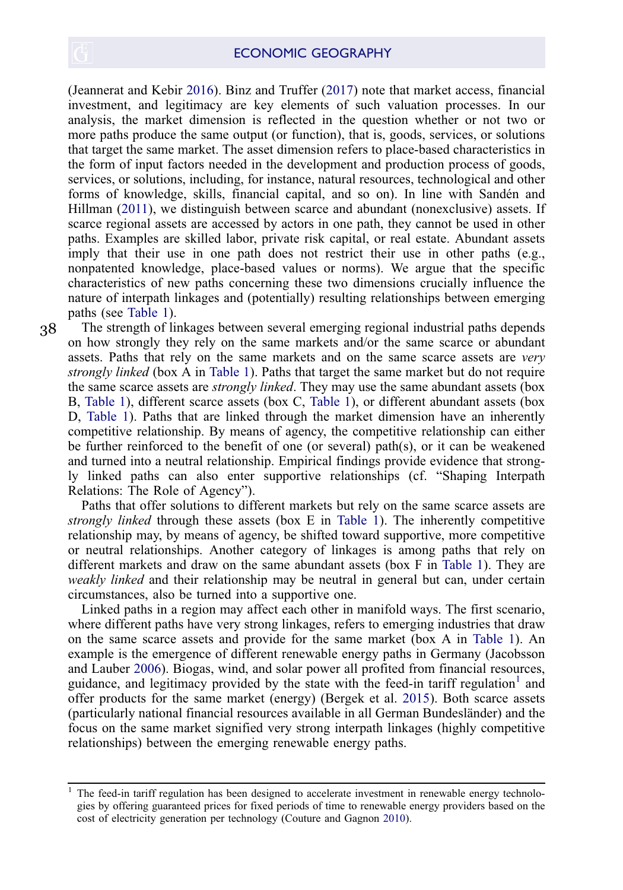(Jeannerat and Kebir 2016). Binz and Truffer (2017) note that market access, financial investment, and legitimacy are key elements of such valuation processes. In our analysis, the market dimension is reflected in the question whether or not two or more paths produce the same output (or function), that is, goods, services, or solutions that target the same market. The asset dimension refers to place-based characteristics in the form of input factors needed in the development and production process of goods, services, or solutions, including, for instance, natural resources, technological and other forms of knowledge, skills, financial capital, and so on). In line with Sandén and Hillman (2011), we distinguish between scarce and abundant (nonexclusive) assets. If scarce regional assets are accessed by actors in one path, they cannot be used in other paths. Examples are skilled labor, private risk capital, or real estate. Abundant assets imply that their use in one path does not restrict their use in other paths (e.g., nonpatented knowledge, place-based values or norms). We argue that the specific characteristics of new paths concerning these two dimensions crucially influence the nature of interpath linkages and (potentially) resulting relationships between emerging paths (see Table 1).

The strength of linkages between several emerging regional industrial paths depends on how strongly they rely on the same markets and/or the same scarce or abundant assets. Paths that rely on the same markets and on the same scarce assets are *very strongly linked* (box A in Table 1). Paths that target the same market but do not require the same scarce assets are *strongly linked*. They may use the same abundant assets (box B, Table 1), different scarce assets (box C, Table 1), or different abundant assets (box D, Table 1). Paths that are linked through the market dimension have an inherently competitive relationship. By means of agency, the competitive relationship can either be further reinforced to the benefit of one (or several) path(s), or it can be weakened and turned into a neutral relationship. Empirical findings provide evidence that strongly linked paths can also enter supportive relationships (cf. "Shaping Interpath Relations: The Role of Agency").

Paths that offer solutions to different markets but rely on the same scarce assets are *strongly linked* through these assets (box E in Table 1). The inherently competitive relationship may, by means of agency, be shifted toward supportive, more competitive or neutral relationships. Another category of linkages is among paths that rely on different markets and draw on the same abundant assets (box F in Table 1). They are *weakly linked* and their relationship may be neutral in general but can, under certain circumstances, also be turned into a supportive one.

Linked paths in a region may affect each other in manifold ways. The first scenario, where different paths have very strong linkages, refers to emerging industries that draw on the same scarce assets and provide for the same market (box A in Table 1). An example is the emergence of different renewable energy paths in Germany (Jacobsson and Lauber 2006). Biogas, wind, and solar power all profited from financial resources, guidance, and legitimacy provided by the state with the feed-in tariff regulation[1] and offer products for the same market (energy) (Bergek et al. 2015). Both scarce assets (particularly national financial resources available in all German Bundesländer) and the focus on the same market signified very strong interpath linkages (highly competitive relationships) between the emerging renewable energy paths.

[1] The feed-in tariff regulation has been designed to accelerate investment in renewable energy technologies by offering guaranteed prices for fixed periods of time to renewable energy providers based on the cost of electricity generation per technology (Couture and Gagnon 2010).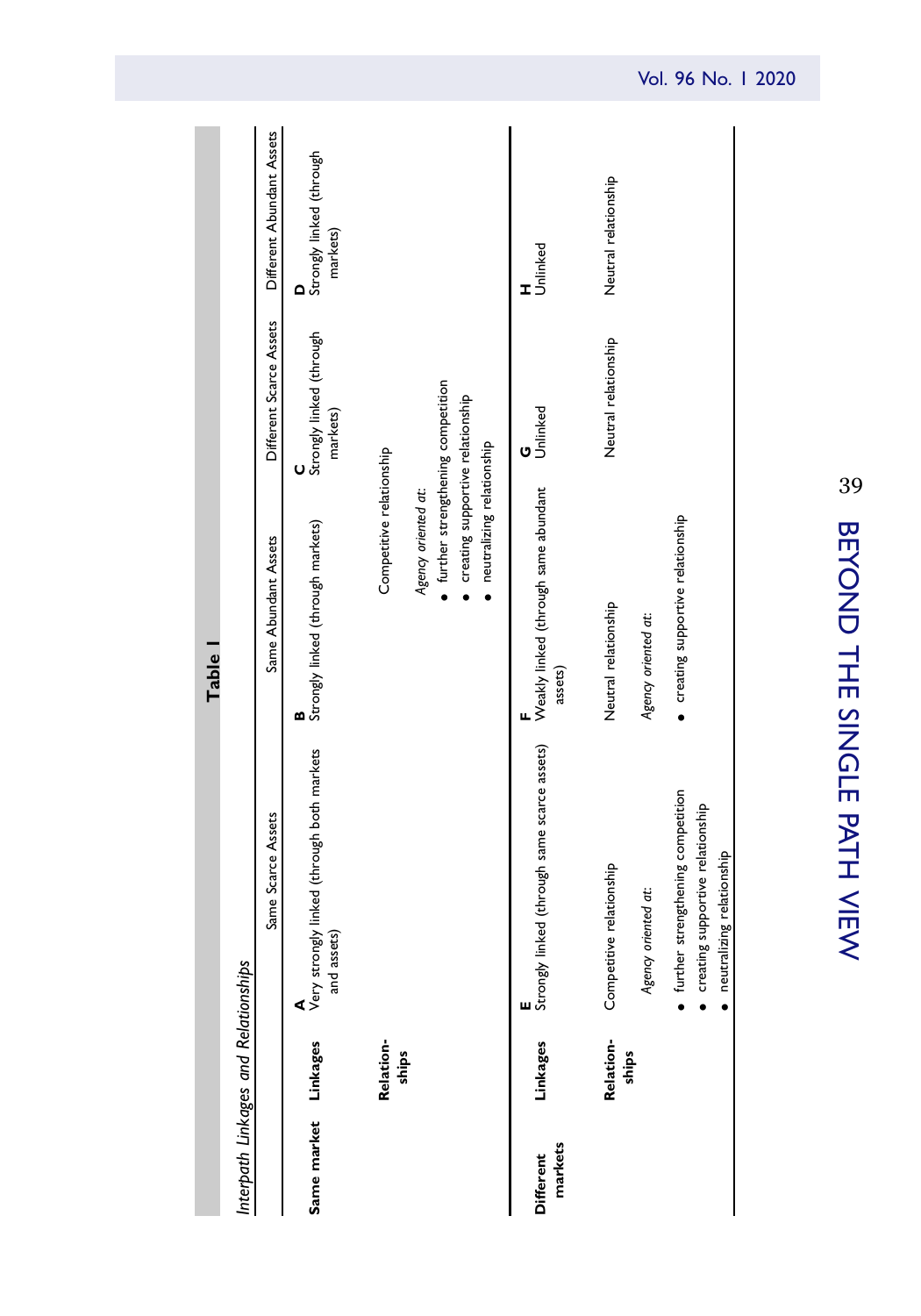**Table 1**

*Interpath Linkages and Relationships*

| | | Same Scarce Assets | Same Abundant Assets | Different Scarce Assets | Different Abundant Assets |
|---|---|---|---|---|---|
| **Same market** | **Linkages** | **A** Very strongly linked (through both markets and assets) | **B** Strongly linked (through markets) | **C** Strongly linked (through markets) | **D** Strongly linked (through markets) |
| | **Relationships** | Competitive relationship *Agency oriented at:* • further strengthening competition • creating supportive relationship • neutralizing relationship | | | |
| **Different markets** | **Linkages** | **E** Strongly linked (through same scarce assets) | **F** Weakly linked (through same abundant assets) | **G** Unlinked | **H** Unlinked |
| | **Relationships** | Competitive relationship *Agency oriented at:* • further strengthening competition • creating supportive relationship • neutralizing relationship | Neutral relationship *Agency oriented at:* • creating supportive relationship | Neutral relationship | Neutral relationship |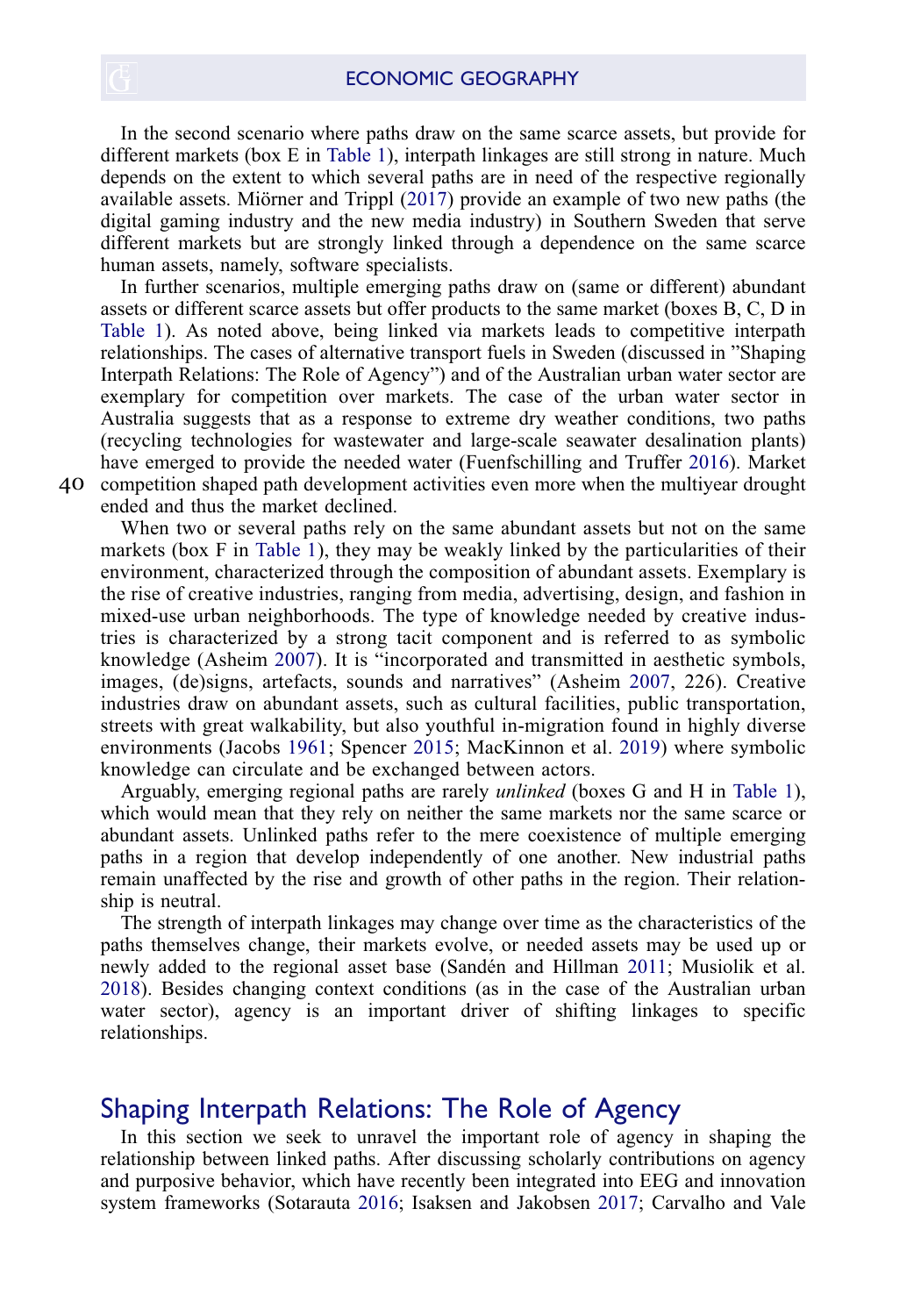In the second scenario where paths draw on the same scarce assets, but provide for different markets (box E in Table 1), interpath linkages are still strong in nature. Much depends on the extent to which several paths are in need of the respective regionally available assets. Miörner and Trippl (2017) provide an example of two new paths (the digital gaming industry and the new media industry) in Southern Sweden that serve different markets but are strongly linked through a dependence on the same scarce human assets, namely, software specialists.

In further scenarios, multiple emerging paths draw on (same or different) abundant assets or different scarce assets but offer products to the same market (boxes B, C, D in Table 1). As noted above, being linked via markets leads to competitive interpath relationships. The cases of alternative transport fuels in Sweden (discussed in "Shaping Interpath Relations: The Role of Agency") and of the Australian urban water sector are exemplary for competition over markets. The case of the urban water sector in Australia suggests that as a response to extreme dry weather conditions, two paths (recycling technologies for wastewater and large-scale seawater desalination plants) have emerged to provide the needed water (Fuenfschilling and Truffer 2016). Market competition shaped path development activities even more when the multiyear drought ended and thus the market declined.

When two or several paths rely on the same abundant assets but not on the same markets (box F in Table 1), they may be weakly linked by the particularities of their environment, characterized through the composition of abundant assets. Exemplary is the rise of creative industries, ranging from media, advertising, design, and fashion in mixed-use urban neighborhoods. The type of knowledge needed by creative industries is characterized by a strong tacit component and is referred to as symbolic knowledge (Asheim 2007). It is "incorporated and transmitted in aesthetic symbols, images, (de)signs, artefacts, sounds and narratives" (Asheim 2007, 226). Creative industries draw on abundant assets, such as cultural facilities, public transportation, streets with great walkability, but also youthful in-migration found in highly diverse environments (Jacobs 1961; Spencer 2015; MacKinnon et al. 2019) where symbolic knowledge can circulate and be exchanged between actors.

Arguably, emerging regional paths are rarely *unlinked* (boxes G and H in Table 1), which would mean that they rely on neither the same markets nor the same scarce or abundant assets. Unlinked paths refer to the mere coexistence of multiple emerging paths in a region that develop independently of one another. New industrial paths remain unaffected by the rise and growth of other paths in the region. Their relationship is neutral.

The strength of interpath linkages may change over time as the characteristics of the paths themselves change, their markets evolve, or needed assets may be used up or newly added to the regional asset base (Sandén and Hillman 2011; Musiolik et al. 2018). Besides changing context conditions (as in the case of the Australian urban water sector), agency is an important driver of shifting linkages to specific relationships.

## Shaping Interpath Relations: The Role of Agency

In this section we seek to unravel the important role of agency in shaping the relationship between linked paths. After discussing scholarly contributions on agency and purposive behavior, which have recently been integrated into EEG and innovation system frameworks (Sotarauta 2016; Isaksen and Jakobsen 2017; Carvalho and Vale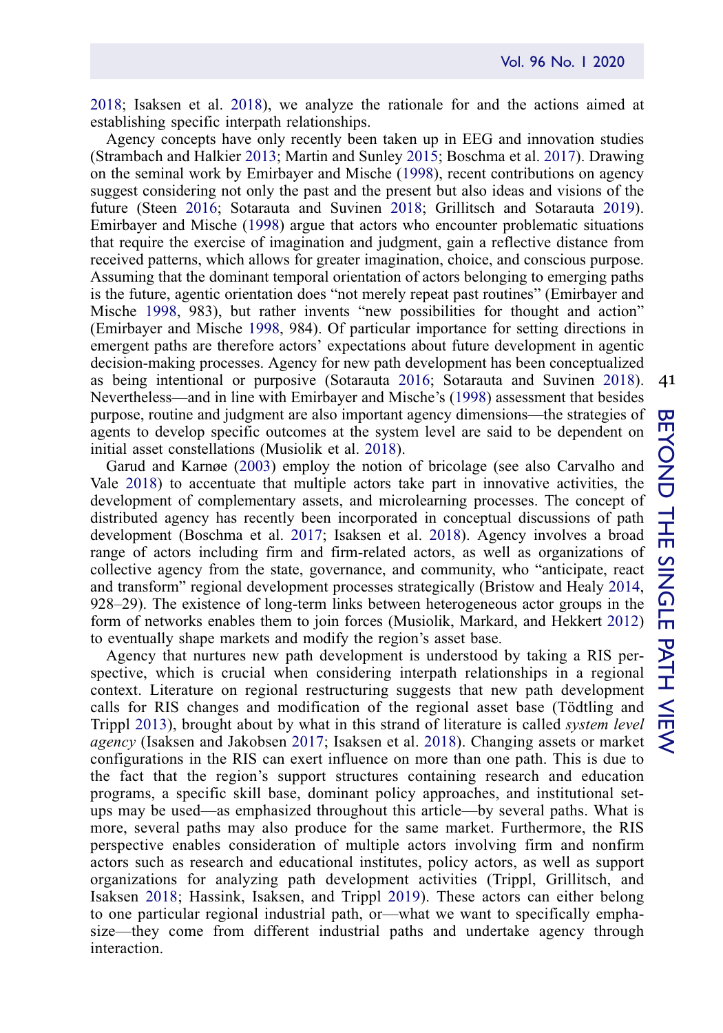2018; Isaksen et al. 2018), we analyze the rationale for and the actions aimed at establishing specific interpath relationships.

Agency concepts have only recently been taken up in EEG and innovation studies (Strambach and Halkier 2013; Martin and Sunley 2015; Boschma et al. 2017). Drawing on the seminal work by Emirbayer and Mische (1998), recent contributions on agency suggest considering not only the past and the present but also ideas and visions of the future (Steen 2016; Sotarauta and Suvinen 2018; Grillitsch and Sotarauta 2019). Emirbayer and Mische (1998) argue that actors who encounter problematic situations that require the exercise of imagination and judgment, gain a reflective distance from received patterns, which allows for greater imagination, choice, and conscious purpose. Assuming that the dominant temporal orientation of actors belonging to emerging paths is the future, agentic orientation does "not merely repeat past routines" (Emirbayer and Mische 1998, 983), but rather invents "new possibilities for thought and action" (Emirbayer and Mische 1998, 984). Of particular importance for setting directions in emergent paths are therefore actors' expectations about future development in agentic decision-making processes. Agency for new path development has been conceptualized as being intentional or purposive (Sotarauta 2016; Sotarauta and Suvinen 2018). Nevertheless—and in line with Emirbayer and Mische's (1998) assessment that besides purpose, routine and judgment are also important agency dimensions—the strategies of agents to develop specific outcomes at the system level are said to be dependent on initial asset constellations (Musiolik et al. 2018).

Garud and Karnøe (2003) employ the notion of bricolage (see also Carvalho and Vale 2018) to accentuate that multiple actors take part in innovative activities, the development of complementary assets, and microlearning processes. The concept of distributed agency has recently been incorporated in conceptual discussions of path development (Boschma et al. 2017; Isaksen et al. 2018). Agency involves a broad range of actors including firm and firm-related actors, as well as organizations of collective agency from the state, governance, and community, who "anticipate, react and transform" regional development processes strategically (Bristow and Healy 2014, 928–29). The existence of long-term links between heterogeneous actor groups in the form of networks enables them to join forces (Musiolik, Markard, and Hekkert 2012) to eventually shape markets and modify the region's asset base.

Agency that nurtures new path development is understood by taking a RIS perspective, which is crucial when considering interpath relationships in a regional context. Literature on regional restructuring suggests that new path development calls for RIS changes and modification of the regional asset base (Tödtling and Trippl 2013), brought about by what in this strand of literature is called *system level agency* (Isaksen and Jakobsen 2017; Isaksen et al. 2018). Changing assets or market configurations in the RIS can exert influence on more than one path. This is due to the fact that the region's support structures containing research and education programs, a specific skill base, dominant policy approaches, and institutional set-ups may be used—as emphasized throughout this article—by several paths. What is more, several paths may also produce for the same market. Furthermore, the RIS perspective enables consideration of multiple actors involving firm and nonfirm actors such as research and educational institutes, policy actors, as well as support organizations for analyzing path development activities (Trippl, Grillitsch, and Isaksen 2018; Hassink, Isaksen, and Trippl 2019). These actors can either belong to one particular regional industrial path, or—what we want to specifically emphasize—they come from different industrial paths and undertake agency through interaction.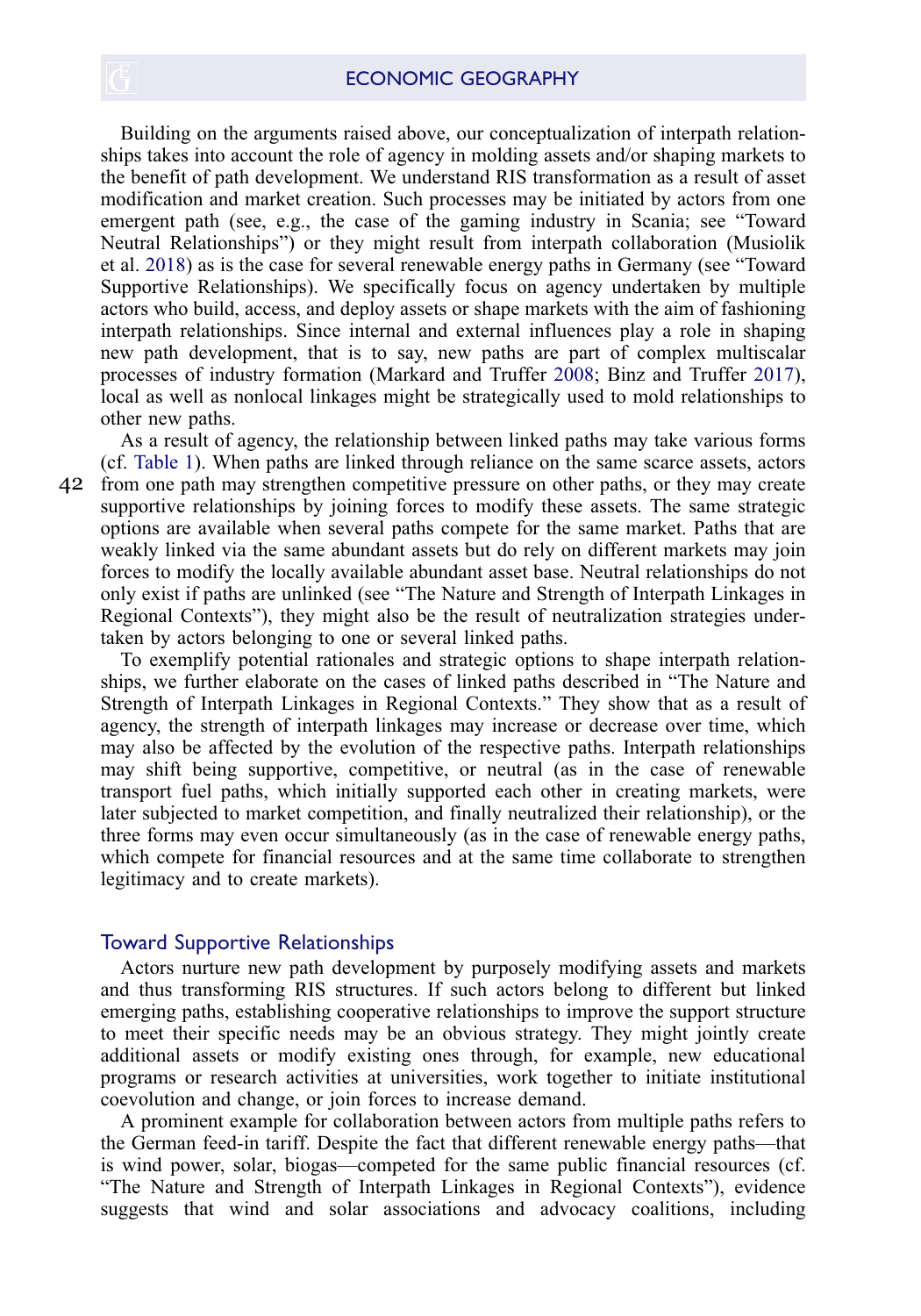Building on the arguments raised above, our conceptualization of interpath relationships takes into account the role of agency in molding assets and/or shaping markets to the benefit of path development. We understand RIS transformation as a result of asset modification and market creation. Such processes may be initiated by actors from one emergent path (see, e.g., the case of the gaming industry in Scania; see "Toward Neutral Relationships") or they might result from interpath collaboration (Musiolik et al. 2018) as is the case for several renewable energy paths in Germany (see "Toward Supportive Relationships). We specifically focus on agency undertaken by multiple actors who build, access, and deploy assets or shape markets with the aim of fashioning interpath relationships. Since internal and external influences play a role in shaping new path development, that is to say, new paths are part of complex multiscalar processes of industry formation (Markard and Truffer 2008; Binz and Truffer 2017), local as well as nonlocal linkages might be strategically used to mold relationships to other new paths.

As a result of agency, the relationship between linked paths may take various forms (cf. Table 1). When paths are linked through reliance on the same scarce assets, actors from one path may strengthen competitive pressure on other paths, or they may create supportive relationships by joining forces to modify these assets. The same strategic options are available when several paths compete for the same market. Paths that are weakly linked via the same abundant assets but do rely on different markets may join forces to modify the locally available abundant asset base. Neutral relationships do not only exist if paths are unlinked (see "The Nature and Strength of Interpath Linkages in Regional Contexts"), they might also be the result of neutralization strategies undertaken by actors belonging to one or several linked paths.

To exemplify potential rationales and strategic options to shape interpath relationships, we further elaborate on the cases of linked paths described in "The Nature and Strength of Interpath Linkages in Regional Contexts." They show that as a result of agency, the strength of interpath linkages may increase or decrease over time, which may also be affected by the evolution of the respective paths. Interpath relationships may shift being supportive, competitive, or neutral (as in the case of renewable transport fuel paths, which initially supported each other in creating markets, were later subjected to market competition, and finally neutralized their relationship), or the three forms may even occur simultaneously (as in the case of renewable energy paths, which compete for financial resources and at the same time collaborate to strengthen legitimacy and to create markets).

## Toward Supportive Relationships

Actors nurture new path development by purposely modifying assets and markets and thus transforming RIS structures. If such actors belong to different but linked emerging paths, establishing cooperative relationships to improve the support structure to meet their specific needs may be an obvious strategy. They might jointly create additional assets or modify existing ones through, for example, new educational programs or research activities at universities, work together to initiate institutional coevolution and change, or join forces to increase demand.

A prominent example for collaboration between actors from multiple paths refers to the German feed-in tariff. Despite the fact that different renewable energy paths—that is wind power, solar, biogas—competed for the same public financial resources (cf. "The Nature and Strength of Interpath Linkages in Regional Contexts"), evidence suggests that wind and solar associations and advocacy coalitions, including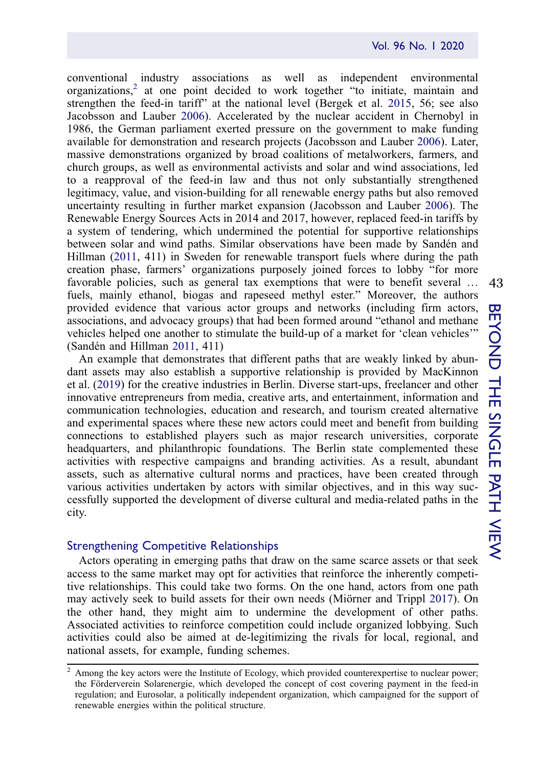conventional industry associations as well as independent environmental organizations,[2] at one point decided to work together "to initiate, maintain and strengthen the feed-in tariff" at the national level (Bergek et al. 2015, 56; see also Jacobsson and Lauber 2006). Accelerated by the nuclear accident in Chernobyl in 1986, the German parliament exerted pressure on the government to make funding available for demonstration and research projects (Jacobsson and Lauber 2006). Later, massive demonstrations organized by broad coalitions of metalworkers, farmers, and church groups, as well as environmental activists and solar and wind associations, led to a reapproval of the feed-in law and thus not only substantially strengthened legitimacy, value, and vision-building for all renewable energy paths but also removed uncertainty resulting in further market expansion (Jacobsson and Lauber 2006). The Renewable Energy Sources Acts in 2014 and 2017, however, replaced feed-in tariffs by a system of tendering, which undermined the potential for supportive relationships between solar and wind paths. Similar observations have been made by Sandén and Hillman (2011, 411) in Sweden for renewable transport fuels where during the path creation phase, farmers' organizations purposely joined forces to lobby "for more favorable policies, such as general tax exemptions that were to benefit several … fuels, mainly ethanol, biogas and rapeseed methyl ester." Moreover, the authors provided evidence that various actor groups and networks (including firm actors, associations, and advocacy groups) that had been formed around "ethanol and methane vehicles helped one another to stimulate the build-up of a market for 'clean vehicles'" (Sandén and Hillman 2011, 411)

An example that demonstrates that different paths that are weakly linked by abundant assets may also establish a supportive relationship is provided by MacKinnon et al. (2019) for the creative industries in Berlin. Diverse start-ups, freelancer and other innovative entrepreneurs from media, creative arts, and entertainment, information and communication technologies, education and research, and tourism created alternative and experimental spaces where these new actors could meet and benefit from building connections to established players such as major research universities, corporate headquarters, and philanthropic foundations. The Berlin state complemented these activities with respective campaigns and branding activities. As a result, abundant assets, such as alternative cultural norms and practices, have been created through various activities undertaken by actors with similar objectives, and in this way successfully supported the development of diverse cultural and media-related paths in the city.

### Strengthening Competitive Relationships

Actors operating in emerging paths that draw on the same scarce assets or that seek access to the same market may opt for activities that reinforce the inherently competitive relationships. This could take two forms. On the one hand, actors from one path may actively seek to build assets for their own needs (Miörner and Trippl 2017). On the other hand, they might aim to undermine the development of other paths. Associated activities to reinforce competition could include organized lobbying. Such activities could also be aimed at de-legitimizing the rivals for local, regional, and national assets, for example, funding schemes.

[2] Among the key actors were the Institute of Ecology, which provided counterexpertise to nuclear power; the Förderverein Solarenergie, which developed the concept of cost covering payment in the feed-in regulation; and Eurosolar, a politically independent organization, which campaigned for the support of renewable energies within the political structure.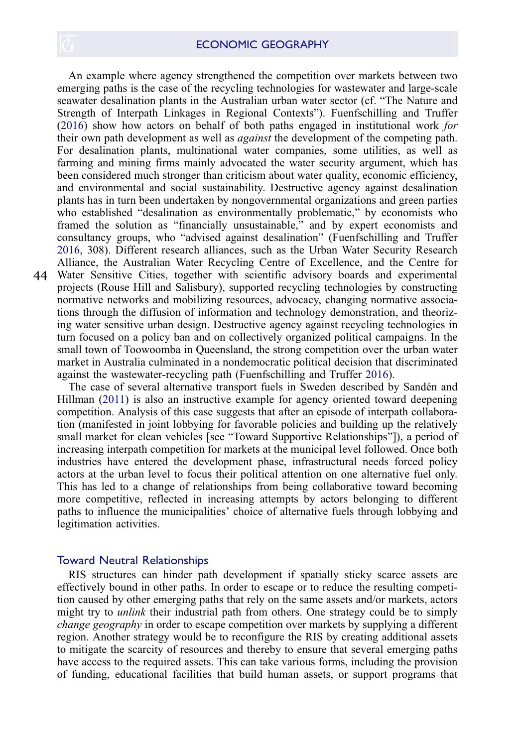An example where agency strengthened the competition over markets between two emerging paths is the case of the recycling technologies for wastewater and large-scale seawater desalination plants in the Australian urban water sector (cf. "The Nature and Strength of Interpath Linkages in Regional Contexts"). Fuenfschilling and Truffer (2016) show how actors on behalf of both paths engaged in institutional work *for* their own path development as well as *against* the development of the competing path. For desalination plants, multinational water companies, some utilities, as well as farming and mining firms mainly advocated the water security argument, which has been considered much stronger than criticism about water quality, economic efficiency, and environmental and social sustainability. Destructive agency against desalination plants has in turn been undertaken by nongovernmental organizations and green parties who established "desalination as environmentally problematic," by economists who framed the solution as "financially unsustainable," and by expert economists and consultancy groups, who "advised against desalination" (Fuenfschilling and Truffer 2016, 308). Different research alliances, such as the Urban Water Security Research Alliance, the Australian Water Recycling Centre of Excellence, and the Centre for Water Sensitive Cities, together with scientific advisory boards and experimental projects (Rouse Hill and Salisbury), supported recycling technologies by constructing normative networks and mobilizing resources, advocacy, changing normative associations through the diffusion of information and technology demonstration, and theorizing water sensitive urban design. Destructive agency against recycling technologies in turn focused on a policy ban and on collectively organized political campaigns. In the small town of Toowoomba in Queensland, the strong competition over the urban water market in Australia culminated in a nondemocratic political decision that discriminated against the wastewater-recycling path (Fuenfschilling and Truffer 2016).

The case of several alternative transport fuels in Sweden described by Sandén and Hillman (2011) is also an instructive example for agency oriented toward deepening competition. Analysis of this case suggests that after an episode of interpath collaboration (manifested in joint lobbying for favorable policies and building up the relatively small market for clean vehicles [see "Toward Supportive Relationships"]), a period of increasing interpath competition for markets at the municipal level followed. Once both industries have entered the development phase, infrastructural needs forced policy actors at the urban level to focus their political attention on one alternative fuel only. This has led to a change of relationships from being collaborative toward becoming more competitive, reflected in increasing attempts by actors belonging to different paths to influence the municipalities' choice of alternative fuels through lobbying and legitimation activities.

### Toward Neutral Relationships

RIS structures can hinder path development if spatially sticky scarce assets are effectively bound in other paths. In order to escape or to reduce the resulting competition caused by other emerging paths that rely on the same assets and/or markets, actors might try to *unlink* their industrial path from others. One strategy could be to simply *change geography* in order to escape competition over markets by supplying a different region. Another strategy would be to reconfigure the RIS by creating additional assets to mitigate the scarcity of resources and thereby to ensure that several emerging paths have access to the required assets. This can take various forms, including the provision of funding, educational facilities that build human assets, or support programs that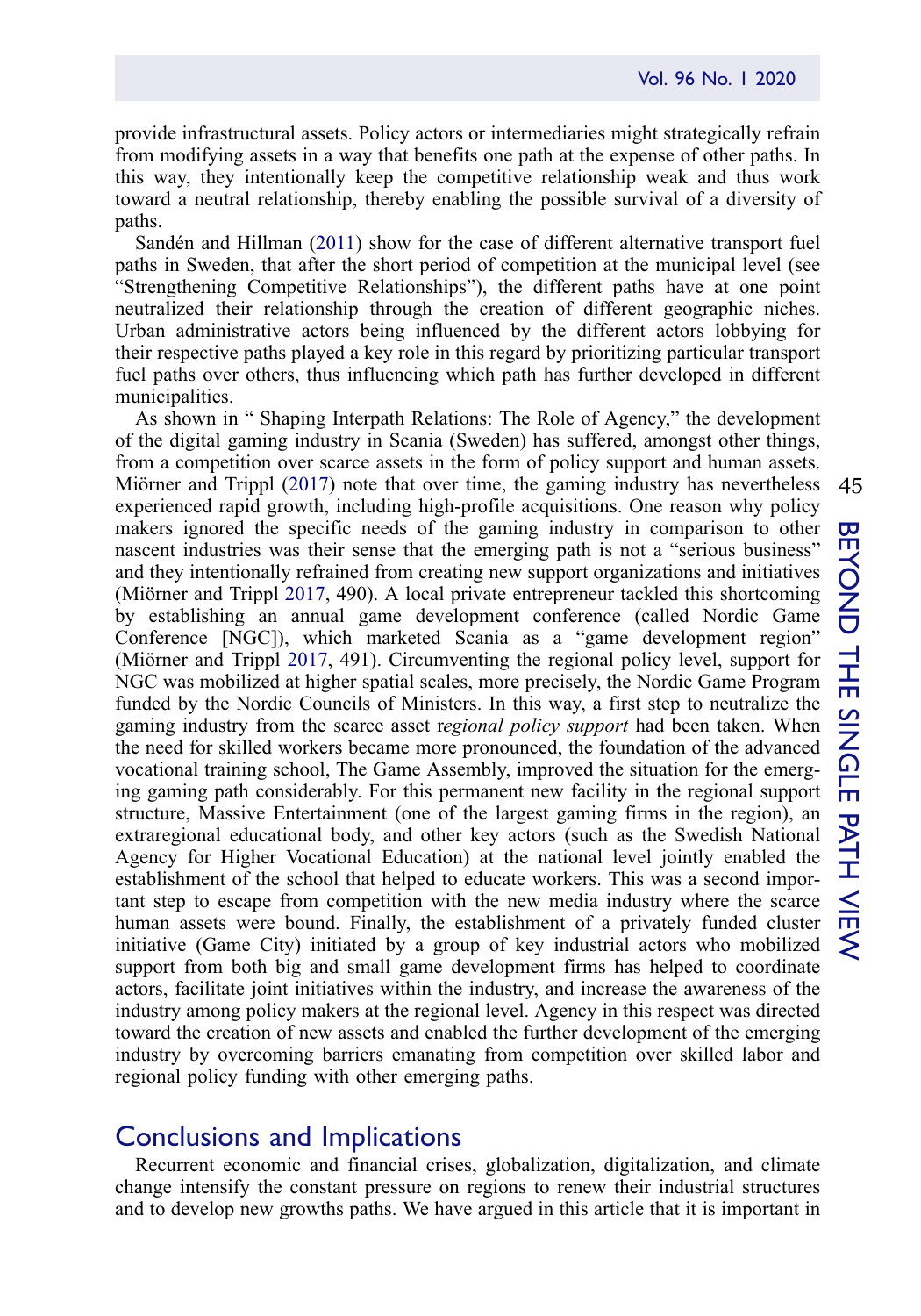provide infrastructural assets. Policy actors or intermediaries might strategically refrain from modifying assets in a way that benefits one path at the expense of other paths. In this way, they intentionally keep the competitive relationship weak and thus work toward a neutral relationship, thereby enabling the possible survival of a diversity of paths.

Sandén and Hillman (2011) show for the case of different alternative transport fuel paths in Sweden, that after the short period of competition at the municipal level (see "Strengthening Competitive Relationships"), the different paths have at one point neutralized their relationship through the creation of different geographic niches. Urban administrative actors being influenced by the different actors lobbying for their respective paths played a key role in this regard by prioritizing particular transport fuel paths over others, thus influencing which path has further developed in different municipalities.

As shown in " Shaping Interpath Relations: The Role of Agency," the development of the digital gaming industry in Scania (Sweden) has suffered, amongst other things, from a competition over scarce assets in the form of policy support and human assets. Miörner and Trippl (2017) note that over time, the gaming industry has nevertheless experienced rapid growth, including high-profile acquisitions. One reason why policy makers ignored the specific needs of the gaming industry in comparison to other nascent industries was their sense that the emerging path is not a "serious business" and they intentionally refrained from creating new support organizations and initiatives (Miörner and Trippl 2017, 490). A local private entrepreneur tackled this shortcoming by establishing an annual game development conference (called Nordic Game Conference [NGC]), which marketed Scania as a "game development region" (Miörner and Trippl 2017, 491). Circumventing the regional policy level, support for NGC was mobilized at higher spatial scales, more precisely, the Nordic Game Program funded by the Nordic Councils of Ministers. In this way, a first step to neutralize the gaming industry from the scarce asset r*egional policy support* had been taken. When the need for skilled workers became more pronounced, the foundation of the advanced vocational training school, The Game Assembly, improved the situation for the emerging gaming path considerably. For this permanent new facility in the regional support structure, Massive Entertainment (one of the largest gaming firms in the region), an extraregional educational body, and other key actors (such as the Swedish National Agency for Higher Vocational Education) at the national level jointly enabled the establishment of the school that helped to educate workers. This was a second important step to escape from competition with the new media industry where the scarce human assets were bound. Finally, the establishment of a privately funded cluster initiative (Game City) initiated by a group of key industrial actors who mobilized support from both big and small game development firms has helped to coordinate actors, facilitate joint initiatives within the industry, and increase the awareness of the industry among policy makers at the regional level. Agency in this respect was directed toward the creation of new assets and enabled the further development of the emerging industry by overcoming barriers emanating from competition over skilled labor and regional policy funding with other emerging paths.

## Conclusions and Implications

Recurrent economic and financial crises, globalization, digitalization, and climate change intensify the constant pressure on regions to renew their industrial structures and to develop new growths paths. We have argued in this article that it is important in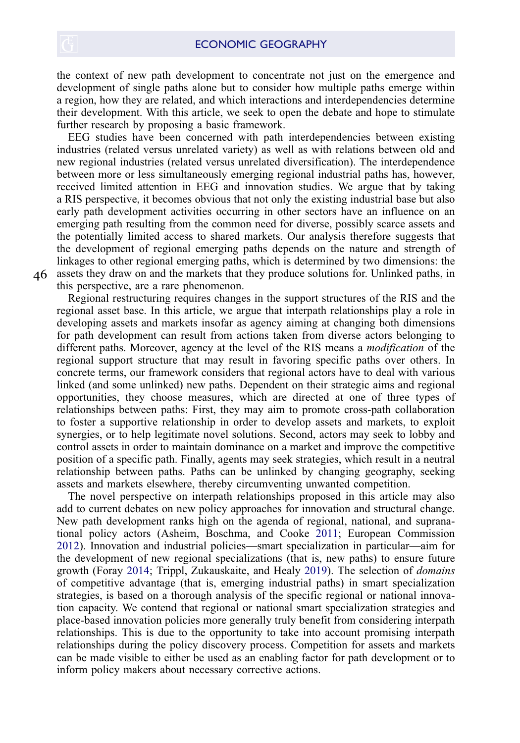the context of new path development to concentrate not just on the emergence and development of single paths alone but to consider how multiple paths emerge within a region, how they are related, and which interactions and interdependencies determine their development. With this article, we seek to open the debate and hope to stimulate further research by proposing a basic framework.

EEG studies have been concerned with path interdependencies between existing industries (related versus unrelated variety) as well as with relations between old and new regional industries (related versus unrelated diversification). The interdependence between more or less simultaneously emerging regional industrial paths has, however, received limited attention in EEG and innovation studies. We argue that by taking a RIS perspective, it becomes obvious that not only the existing industrial base but also early path development activities occurring in other sectors have an influence on an emerging path resulting from the common need for diverse, possibly scarce assets and the potentially limited access to shared markets. Our analysis therefore suggests that the development of regional emerging paths depends on the nature and strength of linkages to other regional emerging paths, which is determined by two dimensions: the assets they draw on and the markets that they produce solutions for. Unlinked paths, in this perspective, are a rare phenomenon.

Regional restructuring requires changes in the support structures of the RIS and the regional asset base. In this article, we argue that interpath relationships play a role in developing assets and markets insofar as agency aiming at changing both dimensions for path development can result from actions taken from diverse actors belonging to different paths. Moreover, agency at the level of the RIS means a *modification* of the regional support structure that may result in favoring specific paths over others. In concrete terms, our framework considers that regional actors have to deal with various linked (and some unlinked) new paths. Dependent on their strategic aims and regional opportunities, they choose measures, which are directed at one of three types of relationships between paths: First, they may aim to promote cross-path collaboration to foster a supportive relationship in order to develop assets and markets, to exploit synergies, or to help legitimate novel solutions. Second, actors may seek to lobby and control assets in order to maintain dominance on a market and improve the competitive position of a specific path. Finally, agents may seek strategies, which result in a neutral relationship between paths. Paths can be unlinked by changing geography, seeking assets and markets elsewhere, thereby circumventing unwanted competition.

The novel perspective on interpath relationships proposed in this article may also add to current debates on new policy approaches for innovation and structural change. New path development ranks high on the agenda of regional, national, and supranational policy actors (Asheim, Boschma, and Cooke 2011; European Commission 2012). Innovation and industrial policies—smart specialization in particular—aim for the development of new regional specializations (that is, new paths) to ensure future growth (Foray 2014; Trippl, Zukauskaite, and Healy 2019). The selection of *domains* of competitive advantage (that is, emerging industrial paths) in smart specialization strategies, is based on a thorough analysis of the specific regional or national innovation capacity. We contend that regional or national smart specialization strategies and place-based innovation policies more generally truly benefit from considering interpath relationships. This is due to the opportunity to take into account promising interpath relationships during the policy discovery process. Competition for assets and markets can be made visible to either be used as an enabling factor for path development or to inform policy makers about necessary corrective actions.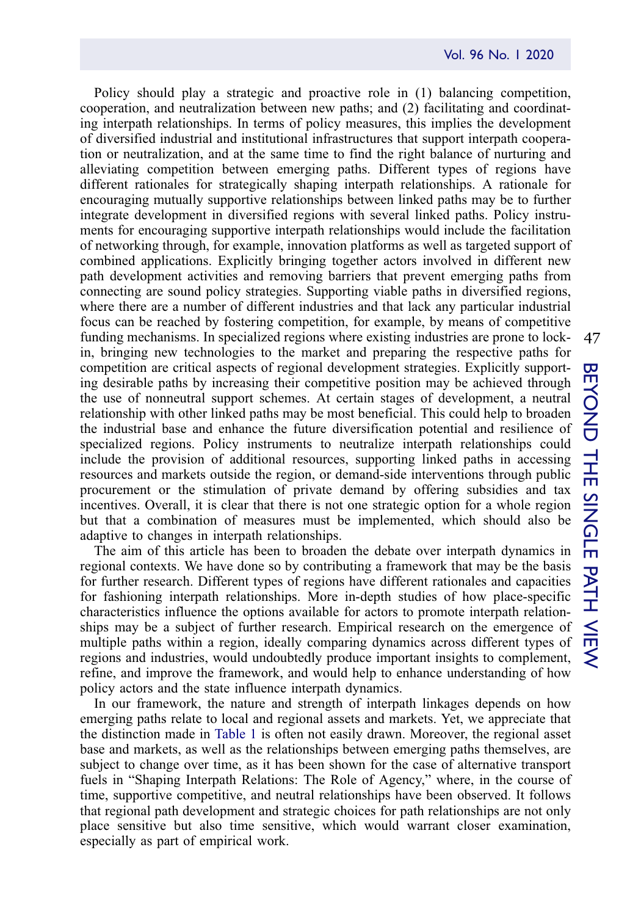Policy should play a strategic and proactive role in (1) balancing competition, cooperation, and neutralization between new paths; and (2) facilitating and coordinating interpath relationships. In terms of policy measures, this implies the development of diversified industrial and institutional infrastructures that support interpath cooperation or neutralization, and at the same time to find the right balance of nurturing and alleviating competition between emerging paths. Different types of regions have different rationales for strategically shaping interpath relationships. A rationale for encouraging mutually supportive relationships between linked paths may be to further integrate development in diversified regions with several linked paths. Policy instruments for encouraging supportive interpath relationships would include the facilitation of networking through, for example, innovation platforms as well as targeted support of combined applications. Explicitly bringing together actors involved in different new path development activities and removing barriers that prevent emerging paths from connecting are sound policy strategies. Supporting viable paths in diversified regions, where there are a number of different industries and that lack any particular industrial focus can be reached by fostering competition, for example, by means of competitive funding mechanisms. In specialized regions where existing industries are prone to lock-in, bringing new technologies to the market and preparing the respective paths for competition are critical aspects of regional development strategies. Explicitly supporting desirable paths by increasing their competitive position may be achieved through the use of nonneutral support schemes. At certain stages of development, a neutral relationship with other linked paths may be most beneficial. This could help to broaden the industrial base and enhance the future diversification potential and resilience of specialized regions. Policy instruments to neutralize interpath relationships could include the provision of additional resources, supporting linked paths in accessing resources and markets outside the region, or demand-side interventions through public procurement or the stimulation of private demand by offering subsidies and tax incentives. Overall, it is clear that there is not one strategic option for a whole region but that a combination of measures must be implemented, which should also be adaptive to changes in interpath relationships.

The aim of this article has been to broaden the debate over interpath dynamics in regional contexts. We have done so by contributing a framework that may be the basis for further research. Different types of regions have different rationales and capacities for fashioning interpath relationships. More in-depth studies of how place-specific characteristics influence the options available for actors to promote interpath relationships may be a subject of further research. Empirical research on the emergence of multiple paths within a region, ideally comparing dynamics across different types of regions and industries, would undoubtedly produce important insights to complement, refine, and improve the framework, and would help to enhance understanding of how policy actors and the state influence interpath dynamics.

In our framework, the nature and strength of interpath linkages depends on how emerging paths relate to local and regional assets and markets. Yet, we appreciate that the distinction made in Table 1 is often not easily drawn. Moreover, the regional asset base and markets, as well as the relationships between emerging paths themselves, are subject to change over time, as it has been shown for the case of alternative transport fuels in "Shaping Interpath Relations: The Role of Agency," where, in the course of time, supportive competitive, and neutral relationships have been observed. It follows that regional path development and strategic choices for path relationships are not only place sensitive but also time sensitive, which would warrant closer examination, especially as part of empirical work.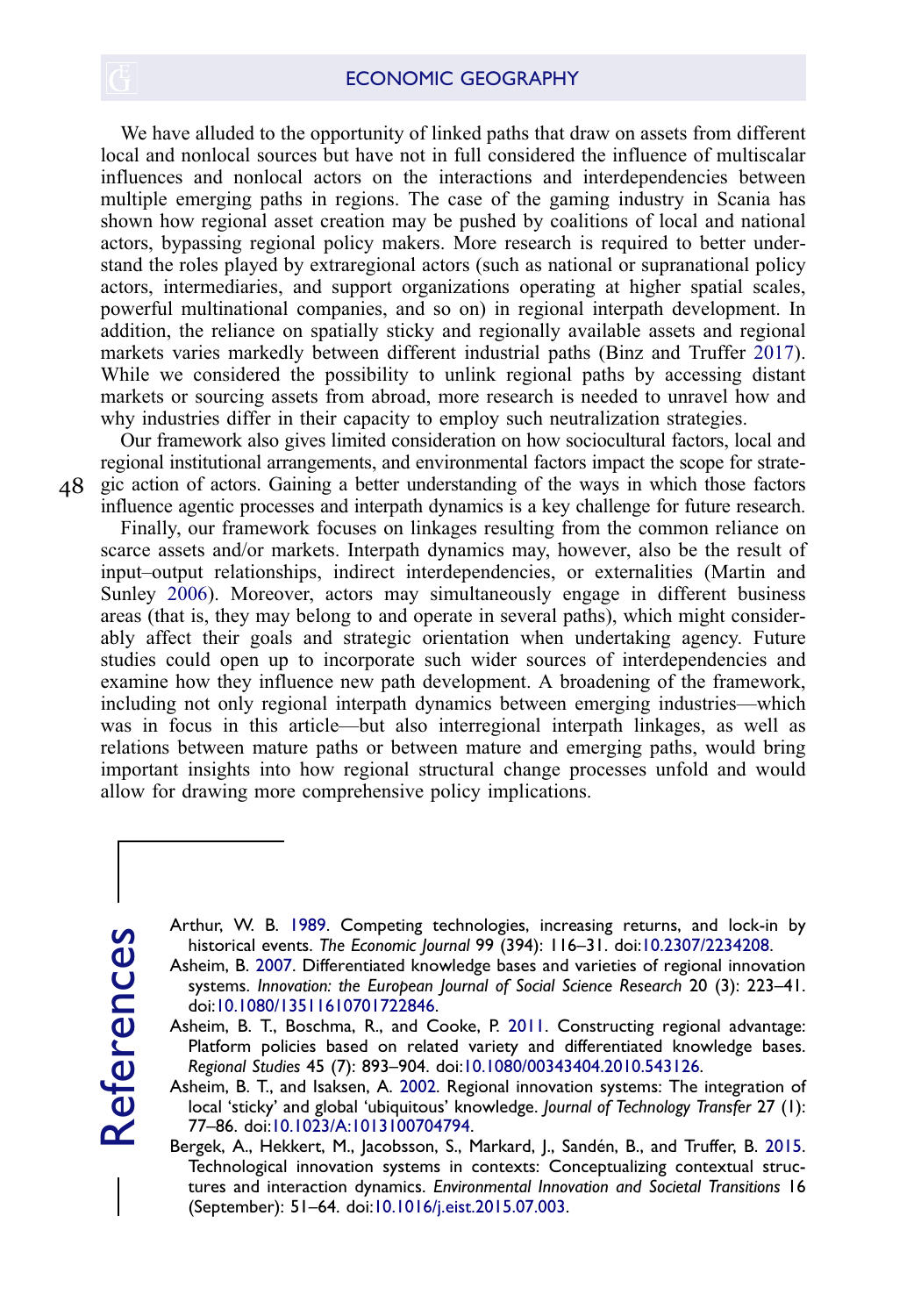We have alluded to the opportunity of linked paths that draw on assets from different local and nonlocal sources but have not in full considered the influence of multiscalar influences and nonlocal actors on the interactions and interdependencies between multiple emerging paths in regions. The case of the gaming industry in Scania has shown how regional asset creation may be pushed by coalitions of local and national actors, bypassing regional policy makers. More research is required to better understand the roles played by extraregional actors (such as national or supranational policy actors, intermediaries, and support organizations operating at higher spatial scales, powerful multinational companies, and so on) in regional interpath development. In addition, the reliance on spatially sticky and regionally available assets and regional markets varies markedly between different industrial paths (Binz and Truffer 2017). While we considered the possibility to unlink regional paths by accessing distant markets or sourcing assets from abroad, more research is needed to unravel how and why industries differ in their capacity to employ such neutralization strategies.

Our framework also gives limited consideration on how sociocultural factors, local and regional institutional arrangements, and environmental factors impact the scope for strategic action of actors. Gaining a better understanding of the ways in which those factors influence agentic processes and interpath dynamics is a key challenge for future research.

Finally, our framework focuses on linkages resulting from the common reliance on scarce assets and/or markets. Interpath dynamics may, however, also be the result of input–output relationships, indirect interdependencies, or externalities (Martin and Sunley 2006). Moreover, actors may simultaneously engage in different business areas (that is, they may belong to and operate in several paths), which might considerably affect their goals and strategic orientation when undertaking agency. Future studies could open up to incorporate such wider sources of interdependencies and examine how they influence new path development. A broadening of the framework, including not only regional interpath dynamics between emerging industries—which was in focus in this article—but also interregional interpath linkages, as well as relations between mature paths or between mature and emerging paths, would bring important insights into how regional structural change processes unfold and would allow for drawing more comprehensive policy implications.

## References

Arthur, W. B. 1989. Competing technologies, increasing returns, and lock-in by historical events. *The Economic Journal* 99 (394): 116–31. doi:10.2307/2234208.

Asheim, B. 2007. Differentiated knowledge bases and varieties of regional innovation systems. *Innovation: the European Journal of Social Science Research* 20 (3): 223–41. doi:10.1080/13511610701722846.

Asheim, B. T., Boschma, R., and Cooke, P. 2011. Constructing regional advantage: Platform policies based on related variety and differentiated knowledge bases. *Regional Studies* 45 (7): 893–904. doi:10.1080/00343404.2010.543126.

Asheim, B. T., and Isaksen, A. 2002. Regional innovation systems: The integration of local 'sticky' and global 'ubiquitous' knowledge. *Journal of Technology Transfer* 27 (1): 77–86. doi:10.1023/A:1013100704794.

Bergek, A., Hekkert, M., Jacobsson, S., Markard, J., Sandén, B., and Truffer, B. 2015. Technological innovation systems in contexts: Conceptualizing contextual structures and interaction dynamics. *Environmental Innovation and Societal Transitions* 16 (September): 51–64. doi:10.1016/j.eist.2015.07.003.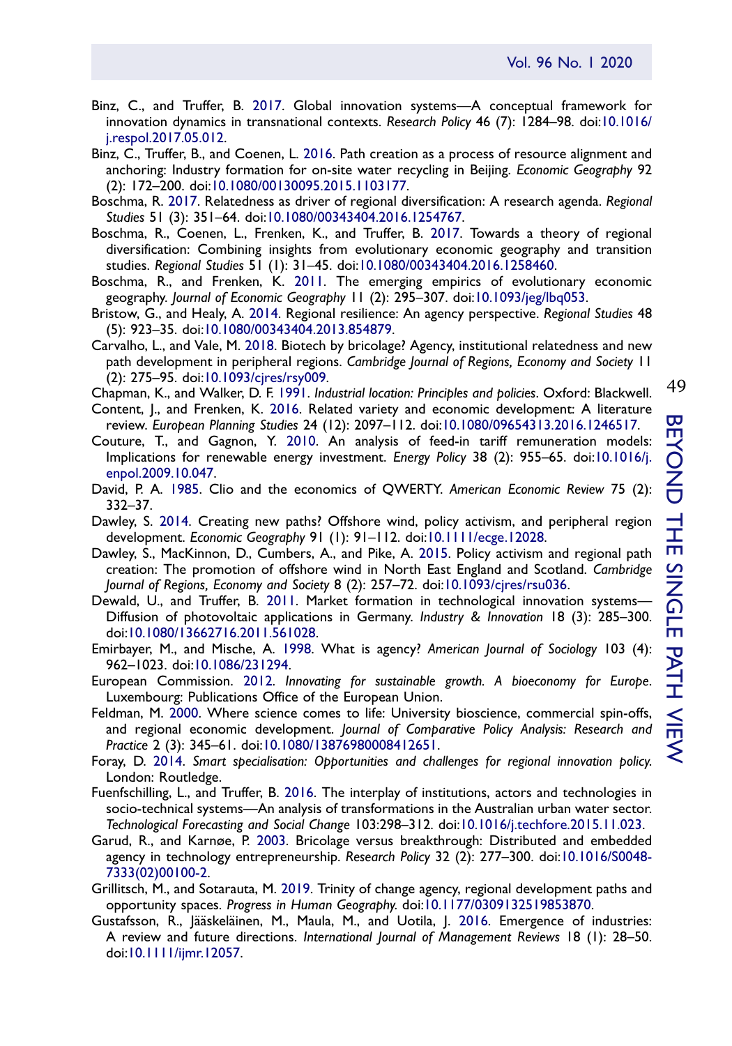Binz, C., and Truffer, B. 2017. Global innovation systems—A conceptual framework for innovation dynamics in transnational contexts. *Research Policy* 46 (7): 1284–98. doi:10.1016/j.respol.2017.05.012.

Binz, C., Truffer, B., and Coenen, L. 2016. Path creation as a process of resource alignment and anchoring: Industry formation for on-site water recycling in Beijing. *Economic Geography* 92 (2): 172–200. doi:10.1080/00130095.2015.1103177.

Boschma, R. 2017. Relatedness as driver of regional diversification: A research agenda. *Regional Studies* 51 (3): 351–64. doi:10.1080/00343404.2016.1254767.

Boschma, R., Coenen, L., Frenken, K., and Truffer, B. 2017. Towards a theory of regional diversification: Combining insights from evolutionary economic geography and transition studies. *Regional Studies* 51 (1): 31–45. doi:10.1080/00343404.2016.1258460.

Boschma, R., and Frenken, K. 2011. The emerging empirics of evolutionary economic geography. *Journal of Economic Geography* 11 (2): 295–307. doi:10.1093/jeg/lbq053.

Bristow, G., and Healy, A. 2014. Regional resilience: An agency perspective. *Regional Studies* 48 (5): 923–35. doi:10.1080/00343404.2013.854879.

Carvalho, L., and Vale, M. 2018. Biotech by bricolage? Agency, institutional relatedness and new path development in peripheral regions. *Cambridge Journal of Regions, Economy and Society* 11 (2): 275–95. doi:10.1093/cjres/rsy009.

Chapman, K., and Walker, D. F. 1991. *Industrial location: Principles and policies*. Oxford: Blackwell.

Content, J., and Frenken, K. 2016. Related variety and economic development: A literature review. *European Planning Studies* 24 (12): 2097–112. doi:10.1080/09654313.2016.1246517.

Couture, T., and Gagnon, Y. 2010. An analysis of feed-in tariff remuneration models: Implications for renewable energy investment. *Energy Policy* 38 (2): 955–65. doi:10.1016/j.enpol.2009.10.047.

David, P. A. 1985. Clio and the economics of QWERTY. *American Economic Review* 75 (2): 332–37.

Dawley, S. 2014. Creating new paths? Offshore wind, policy activism, and peripheral region development. *Economic Geography* 91 (1): 91–112. doi:10.1111/ecge.12028.

Dawley, S., MacKinnon, D., Cumbers, A., and Pike, A. 2015. Policy activism and regional path creation: The promotion of offshore wind in North East England and Scotland. *Cambridge Journal of Regions, Economy and Society* 8 (2): 257–72. doi:10.1093/cjres/rsu036.

Dewald, U., and Truffer, B. 2011. Market formation in technological innovation systems—Diffusion of photovoltaic applications in Germany. *Industry & Innovation* 18 (3): 285–300. doi:10.1080/13662716.2011.561028.

Emirbayer, M., and Mische, A. 1998. What is agency? *American Journal of Sociology* 103 (4): 962–1023. doi:10.1086/231294.

European Commission. 2012. *Innovating for sustainable growth. A bioeconomy for Europe*. Luxembourg: Publications Office of the European Union.

Feldman, M. 2000. Where science comes to life: University bioscience, commercial spin-offs, and regional economic development. *Journal of Comparative Policy Analysis: Research and Practice* 2 (3): 345–61. doi:10.1080/13876980008412651.

Foray, D. 2014. *Smart specialisation: Opportunities and challenges for regional innovation policy*. London: Routledge.

Fuenfschilling, L., and Truffer, B. 2016. The interplay of institutions, actors and technologies in socio-technical systems—An analysis of transformations in the Australian urban water sector. *Technological Forecasting and Social Change* 103:298–312. doi:10.1016/j.techfore.2015.11.023.

Garud, R., and Karnøe, P. 2003. Bricolage versus breakthrough: Distributed and embedded agency in technology entrepreneurship. *Research Policy* 32 (2): 277–300. doi:10.1016/S0048-7333(02)00100-2.

Grillitsch, M., and Sotarauta, M. 2019. Trinity of change agency, regional development paths and opportunity spaces. *Progress in Human Geography*. doi:10.1177/0309132519853870.

Gustafsson, R., Jääskeläinen, M., Maula, M., and Uotila, J. 2016. Emergence of industries: A review and future directions. *International Journal of Management Reviews* 18 (1): 28–50. doi:10.1111/ijmr.12057.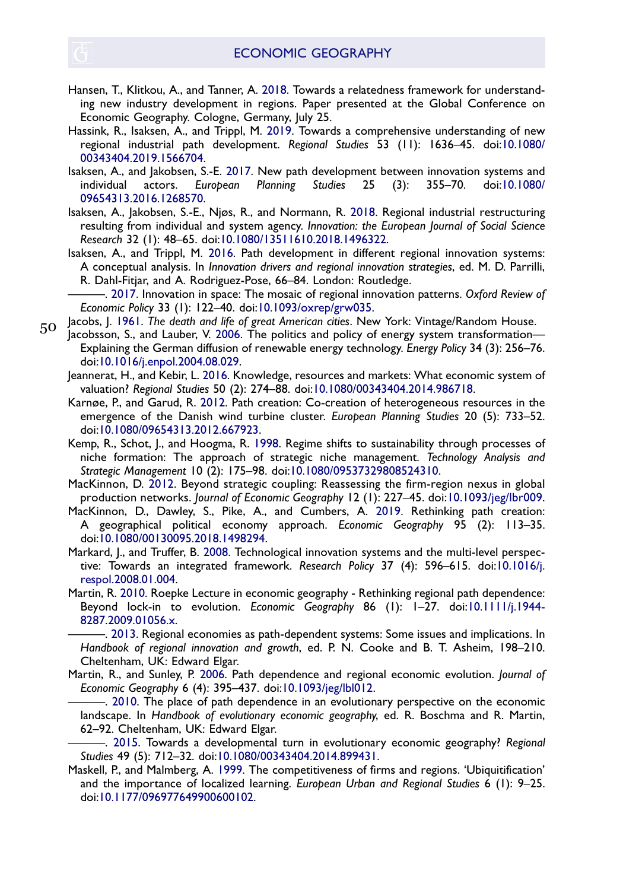Hansen, T., Klitkou, A., and Tanner, A. 2018. Towards a relatedness framework for understanding new industry development in regions. Paper presented at the Global Conference on Economic Geography. Cologne, Germany, July 25.

Hassink, R., Isaksen, A., and Trippl, M. 2019. Towards a comprehensive understanding of new regional industrial path development. *Regional Studies* 53 (11): 1636–45. doi:10.1080/00343404.2019.1566704.

Isaksen, A., and Jakobsen, S.-E. 2017. New path development between innovation systems and individual actors. *European Planning Studies* 25 (3): 355–70. doi:10.1080/09654313.2016.1268570.

Isaksen, A., Jakobsen, S.-E., Njøs, R., and Normann, R. 2018. Regional industrial restructuring resulting from individual and system agency. *Innovation: the European Journal of Social Science Research* 32 (1): 48–65. doi:10.1080/13511610.2018.1496322.

Isaksen, A., and Trippl, M. 2016. Path development in different regional innovation systems: A conceptual analysis. In *Innovation drivers and regional innovation strategies*, ed. M. D. Parrilli, R. Dahl-Fitjar, and A. Rodriguez-Pose, 66–84. London: Routledge.

———. 2017. Innovation in space: The mosaic of regional innovation patterns. *Oxford Review of Economic Policy* 33 (1): 122–40. doi:10.1093/oxrep/grw035.

Jacobs, J. 1961. *The death and life of great American cities*. New York: Vintage/Random House.

Jacobsson, S., and Lauber, V. 2006. The politics and policy of energy system transformation—Explaining the German diffusion of renewable energy technology. *Energy Policy* 34 (3): 256–76. doi:10.1016/j.enpol.2004.08.029.

Jeannerat, H., and Kebir, L. 2016. Knowledge, resources and markets: What economic system of valuation? *Regional Studies* 50 (2): 274–88. doi:10.1080/00343404.2014.986718.

Karnøe, P., and Garud, R. 2012. Path creation: Co-creation of heterogeneous resources in the emergence of the Danish wind turbine cluster. *European Planning Studies* 20 (5): 733–52. doi:10.1080/09654313.2012.667923.

Kemp, R., Schot, J., and Hoogma, R. 1998. Regime shifts to sustainability through processes of niche formation: The approach of strategic niche management. *Technology Analysis and Strategic Management* 10 (2): 175–98. doi:10.1080/09537329808524310.

MacKinnon, D. 2012. Beyond strategic coupling: Reassessing the firm-region nexus in global production networks. *Journal of Economic Geography* 12 (1): 227–45. doi:10.1093/jeg/lbr009.

MacKinnon, D., Dawley, S., Pike, A., and Cumbers, A. 2019. Rethinking path creation: A geographical political economy approach. *Economic Geography* 95 (2): 113–35. doi:10.1080/00130095.2018.1498294.

Markard, J., and Truffer, B. 2008. Technological innovation systems and the multi-level perspective: Towards an integrated framework. *Research Policy* 37 (4): 596–615. doi:10.1016/j.respol.2008.01.004.

Martin, R. 2010. Roepke Lecture in economic geography - Rethinking regional path dependence: Beyond lock-in to evolution. *Economic Geography* 86 (1): 1–27. doi:10.1111/j.1944-8287.2009.01056.x.

———. 2013. Regional economies as path-dependent systems: Some issues and implications. In *Handbook of regional innovation and growth*, ed. P. N. Cooke and B. T. Asheim, 198–210. Cheltenham, UK: Edward Elgar.

Martin, R., and Sunley, P. 2006. Path dependence and regional economic evolution. *Journal of Economic Geography* 6 (4): 395–437. doi:10.1093/jeg/lbl012.

———. 2010. The place of path dependence in an evolutionary perspective on the economic landscape. In *Handbook of evolutionary economic geography*, ed. R. Boschma and R. Martin, 62–92. Cheltenham, UK: Edward Elgar.

———. 2015. Towards a developmental turn in evolutionary economic geography? *Regional Studies* 49 (5): 712–32. doi:10.1080/00343404.2014.899431.

Maskell, P., and Malmberg, A. 1999. The competitiveness of firms and regions. 'Ubiquitification' and the importance of localized learning. *European Urban and Regional Studies* 6 (1): 9–25. doi:10.1177/096977649900600102.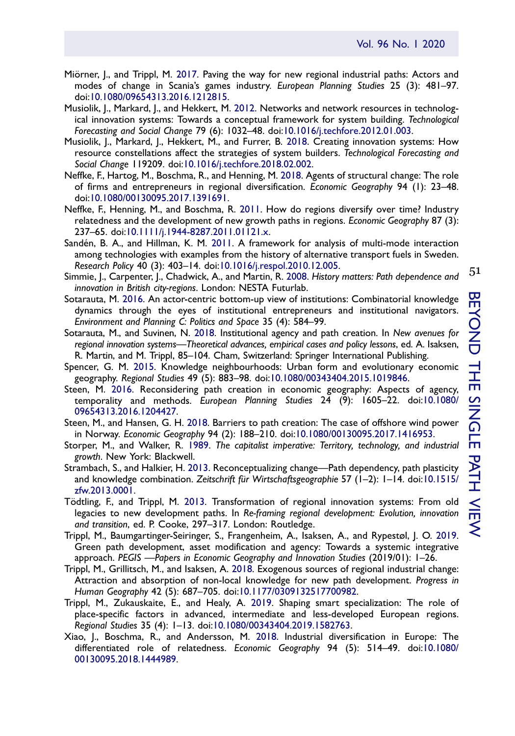Miörner, J., and Trippl, M. 2017. Paving the way for new regional industrial paths: Actors and modes of change in Scania's games industry. *European Planning Studies* 25 (3): 481–97. doi:10.1080/09654313.2016.1212815.

Musiolik, J., Markard, J., and Hekkert, M. 2012. Networks and network resources in technological innovation systems: Towards a conceptual framework for system building. *Technological Forecasting and Social Change* 79 (6): 1032–48. doi:10.1016/j.techfore.2012.01.003.

Musiolik, J., Markard, J., Hekkert, M., and Furrer, B. 2018. Creating innovation systems: How resource constellations affect the strategies of system builders. *Technological Forecasting and Social Change* 119209. doi:10.1016/j.techfore.2018.02.002.

Neffke, F., Hartog, M., Boschma, R., and Henning, M. 2018. Agents of structural change: The role of firms and entrepreneurs in regional diversification. *Economic Geography* 94 (1): 23–48. doi:10.1080/00130095.2017.1391691.

Neffke, F., Henning, M., and Boschma, R. 2011. How do regions diversify over time? Industry relatedness and the development of new growth paths in regions. *Economic Geography* 87 (3): 237–65. doi:10.1111/j.1944-8287.2011.01121.x.

Sandén, B. A., and Hillman, K. M. 2011. A framework for analysis of multi-mode interaction among technologies with examples from the history of alternative transport fuels in Sweden. *Research Policy* 40 (3): 403–14. doi:10.1016/j.respol.2010.12.005.

Simmie, J., Carpenter, J., Chadwick, A., and Martin, R. 2008. *History matters: Path dependence and innovation in British city-regions*. London: NESTA Futurlab.

Sotarauta, M. 2016. An actor-centric bottom-up view of institutions: Combinatorial knowledge dynamics through the eyes of institutional entrepreneurs and institutional navigators. *Environment and Planning C: Politics and Space* 35 (4): 584–99.

Sotarauta, M., and Suvinen, N. 2018. Institutional agency and path creation. In *New avenues for regional innovation systems—Theoretical advances, empirical cases and policy lessons*, ed. A. Isaksen, R. Martin, and M. Trippl, 85–104. Cham, Switzerland: Springer International Publishing.

Spencer, G. M. 2015. Knowledge neighbourhoods: Urban form and evolutionary economic geography. *Regional Studies* 49 (5): 883–98. doi:10.1080/00343404.2015.1019846.

Steen, M. 2016. Reconsidering path creation in economic geography: Aspects of agency, temporality and methods. *European Planning Studies* 24 (9): 1605–22. doi:10.1080/09654313.2016.1204427.

Steen, M., and Hansen, G. H. 2018. Barriers to path creation: The case of offshore wind power in Norway. *Economic Geography* 94 (2): 188–210. doi:10.1080/00130095.2017.1416953.

Storper, M., and Walker, R. 1989. *The capitalist imperative: Territory, technology, and industrial growth*. New York: Blackwell.

Strambach, S., and Halkier, H. 2013. Reconceptualizing change—Path dependency, path plasticity and knowledge combination. *Zeitschrift für Wirtschaftsgeographie* 57 (1–2): 1–14. doi:10.1515/zfw.2013.0001.

Tödtling, F., and Trippl, M. 2013. Transformation of regional innovation systems: From old legacies to new development paths. In *Re-framing regional development: Evolution, innovation and transition*, ed. P. Cooke, 297–317. London: Routledge.

Trippl, M., Baumgartinger-Seiringer, S., Frangenheim, A., Isaksen, A., and Rypestøl, J. O. 2019. Green path development, asset modification and agency: Towards a systemic integrative approach. *PEGIS —Papers in Economic Geography and Innovation Studies* (2019/01): 1–26.

Trippl, M., Grillitsch, M., and Isaksen, A. 2018. Exogenous sources of regional industrial change: Attraction and absorption of non-local knowledge for new path development. *Progress in Human Geography* 42 (5): 687–705. doi:10.1177/0309132517700982.

Trippl, M., Zukauskaite, E., and Healy, A. 2019. Shaping smart specialization: The role of place-specific factors in advanced, intermediate and less-developed European regions. *Regional Studies* 35 (4): 1–13. doi:10.1080/00343404.2019.1582763.

Xiao, J., Boschma, R., and Andersson, M. 2018. Industrial diversification in Europe: The differentiated role of relatedness. *Economic Geography* 94 (5): 514–49. doi:10.1080/00130095.2018.1444989.